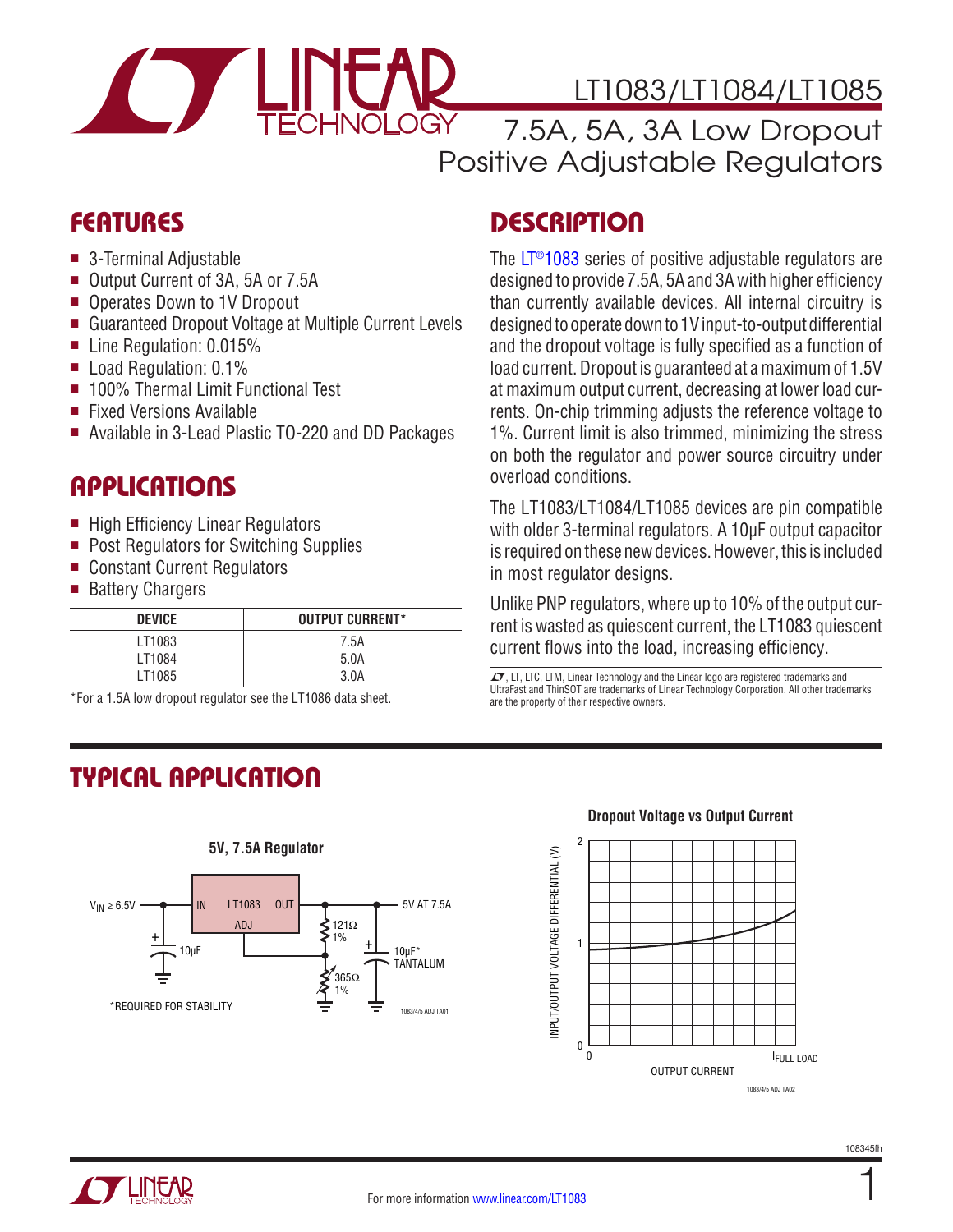# LT1083/LT1084/LT1085

## 7.5A, 5A, 3A Low Dropout Positive Adjustable Regulators

## FEATURES

- 3-Terminal Adjustable
- Output Current of 3A, 5A or 7.5A
- Operates Down to 1V Dropout
- Guaranteed Dropout Voltage at Multiple Current Levels
- Line Regulation: 0.015%
- Load Regulation: 0.1%
- 100% Thermal Limit Functional Test
- Fixed Versions Available
- Available in 3-Lead Plastic TO-220 and DD Packages

## APPLICATIONS

- High Efficiency Linear Regulators
- Post Regulators for Switching Supplies
- Constant Current Regulators
- Battery Chargers

| DEVICE | OUTPUT CURRENT* |
|---|---|
| LT1083 | 7.5A |
| LT1084 | 5.0A |
| LT1085 | 3.0A |

*For a 1.5A low dropout regulator see the LT1086 data sheet.

## DESCRIPTION

The LT®1083 series of positive adjustable regulators are designed to provide 7.5A, 5A and 3A with higher efficiency than currently available devices. All internal circuitry is designed to operate down to 1V input-to-output differential and the dropout voltage is fully specified as a function of load current. Dropout is guaranteed at a maximum of 1.5V at maximum output current, decreasing at lower load currents. On-chip trimming adjusts the reference voltage to 1%. Current limit is also trimmed, minimizing the stress on both the regulator and power source circuitry under overload conditions.

The LT1083/LT1084/LT1085 devices are pin compatible with older 3-terminal regulators. A 10µF output capacitor is required on these new devices. However, this is included in most regulator designs.

Unlike PNP regulators, where up to 10% of the output current is wasted as quiescent current, the LT1083 quiescent current flows into the load, increasing efficiency.

, LT, LTC, LTM, Linear Technology and the Linear logo are registered trademarks and UltraFast and ThinSOT are trademarks of Linear Technology Corporation. All other trademarks are the property of their respective owners.

## TYPICAL APPLICATION

**5V, 7.5A Regulator**

$V_{IN} \geq 6.5V$ — IN — LT1083 — OUT — 5V AT 7.5A; ADJ; 121Ω 1%; 365Ω 1%; 10µF input capacitor; 10µF* TANTALUM output capacitor

*REQUIRED FOR STABILITY

1083/4/5 ADJ TA01

**Dropout Voltage vs Output Current**

INPUT/OUTPUT VOLTAGE DIFFERENTIAL (V): 0, 1, 2; OUTPUT CURRENT: 0, $I_{FULL\ LOAD}$

1083/4/5 ADJ TA02

For more information www.linear.com/LT1083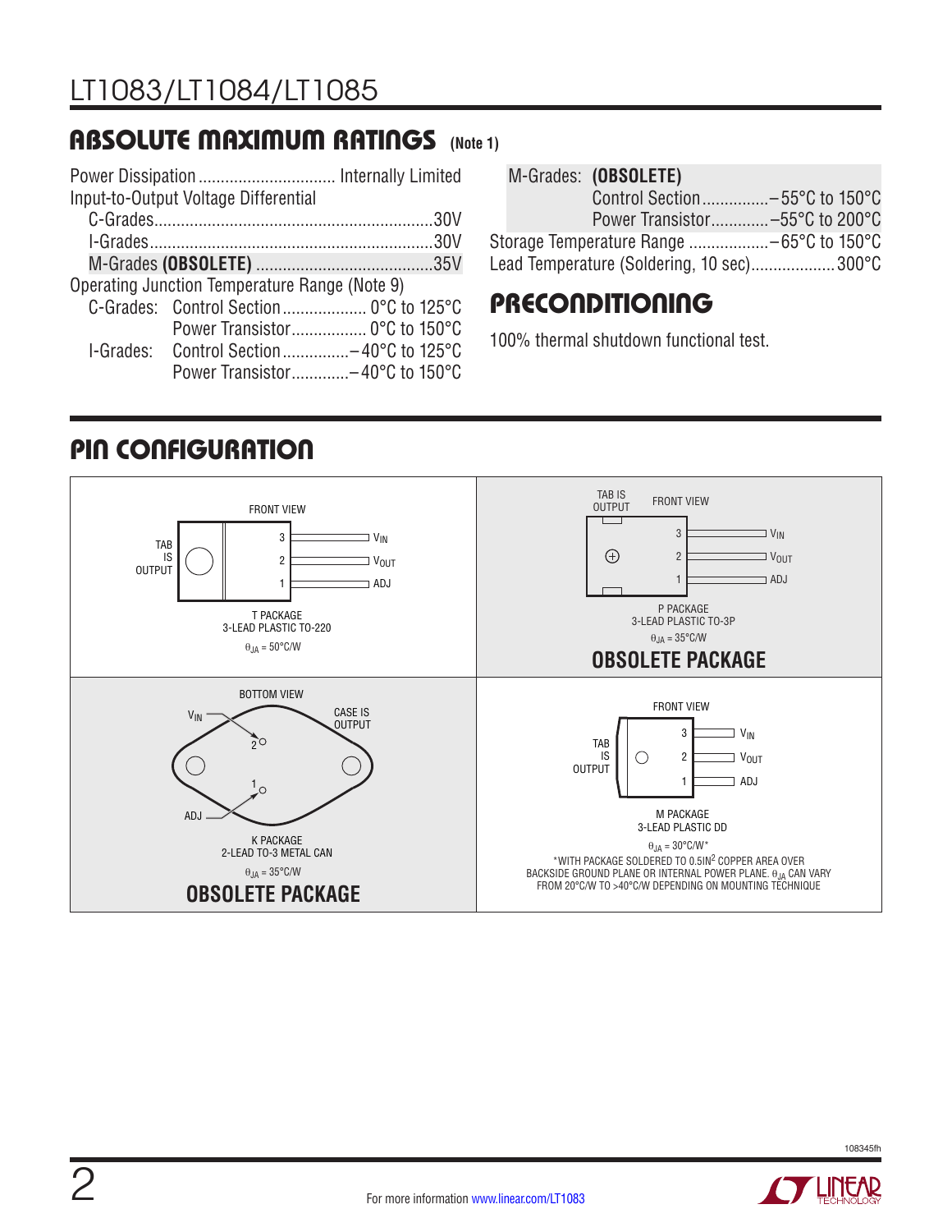## ABSOLUTE MAXIMUM RATINGS (Note 1)

Power Dissipation .............................. Internally Limited

Input-to-Output Voltage Differential

- C-Grades .............................................................. 30V
- I-Grades ............................................................... 30V
- M-Grades **(OBSOLETE)** ....................................... 35V

Operating Junction Temperature Range (Note 9)

- C-Grades: Control Section ................... 0°C to 125°C
  - Power Transistor ................. 0°C to 150°C
- I-Grades: Control Section ............... –40°C to 125°C
  - Power Transistor ............. –40°C to 150°C
- M-Grades: **(OBSOLETE)**
  - Control Section ............... –55°C to 150°C
  - Power Transistor ............. –55°C to 200°C

Storage Temperature Range .................. –65°C to 150°C

Lead Temperature (Soldering, 10 sec) ................... 300°C

## PRECONDITIONING

100% thermal shutdown functional test.

## PIN CONFIGURATION

**T PACKAGE** — 3-LEAD PLASTIC TO-220 (FRONT VIEW)

TAB IS OUTPUT; 3: $V_{IN}$, 2: $V_{OUT}$, 1: ADJ

$\theta_{JA}$ = 50°C/W

**P PACKAGE** — 3-LEAD PLASTIC TO-3P (FRONT VIEW)

TAB IS OUTPUT; 3: $V_{IN}$, 2: $V_{OUT}$, 1: ADJ

$\theta_{JA}$ = 35°C/W

**OBSOLETE PACKAGE**

**K PACKAGE** — 2-LEAD TO-3 METAL CAN (BOTTOM VIEW)

CASE IS OUTPUT; 2: $V_{IN}$, 1: ADJ

$\theta_{JA}$ = 35°C/W

**OBSOLETE PACKAGE**

**M PACKAGE** — 3-LEAD PLASTIC DD (FRONT VIEW)

TAB IS OUTPUT; 3: $V_{IN}$, 2: $V_{OUT}$, 1: ADJ

$\theta_{JA}$ = 30°C/W*

*WITH PACKAGE SOLDERED TO 0.5IN² COPPER AREA OVER BACKSIDE GROUND PLANE OR INTERNAL POWER PLANE. $\theta_{JA}$ CAN VARY FROM 20°C/W TO >40°C/W DEPENDING ON MOUNTING TECHNIQUE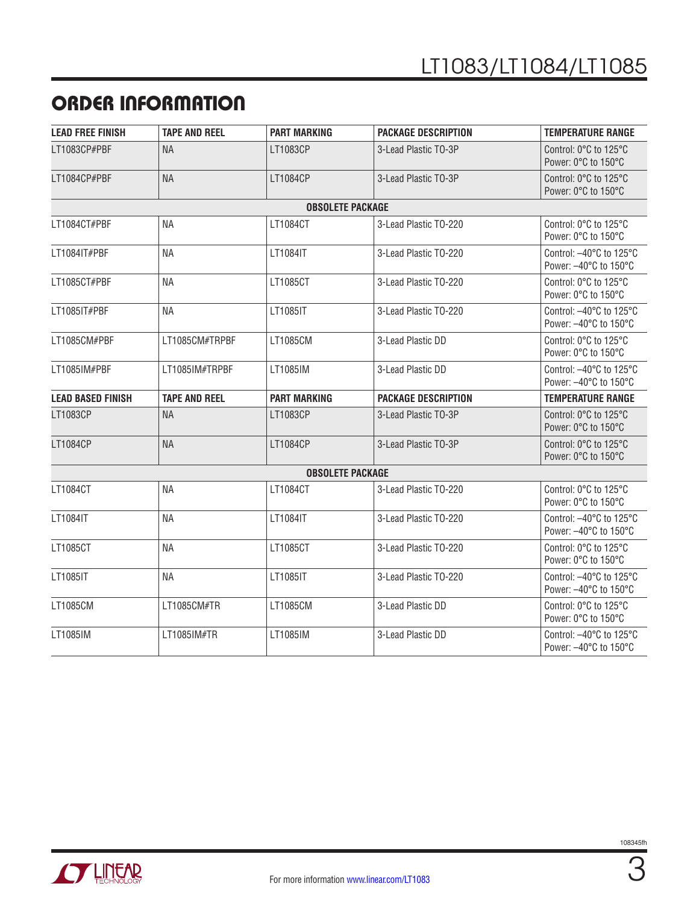## ORDER INFORMATION

| LEAD FREE FINISH | TAPE AND REEL | PART MARKING | PACKAGE DESCRIPTION | TEMPERATURE RANGE |
|---|---|---|---|---|
| LT1083CP#PBF | NA | LT1083CP | 3-Lead Plastic TO-3P | Control: 0°C to 125°C<br>Power: 0°C to 150°C |
| LT1084CP#PBF | NA | LT1084CP | 3-Lead Plastic TO-3P | Control: 0°C to 125°C<br>Power: 0°C to 150°C |
| | | **OBSOLETE PACKAGE** | | |
| LT1084CT#PBF | NA | LT1084CT | 3-Lead Plastic TO-220 | Control: 0°C to 125°C<br>Power: 0°C to 150°C |
| LT1084IT#PBF | NA | LT1084IT | 3-Lead Plastic TO-220 | Control: –40°C to 125°C<br>Power: –40°C to 150°C |
| LT1085CT#PBF | NA | LT1085CT | 3-Lead Plastic TO-220 | Control: 0°C to 125°C<br>Power: 0°C to 150°C |
| LT1085IT#PBF | NA | LT1085IT | 3-Lead Plastic TO-220 | Control: –40°C to 125°C<br>Power: –40°C to 150°C |
| LT1085CM#PBF | LT1085CM#TRPBF | LT1085CM | 3-Lead Plastic DD | Control: 0°C to 125°C<br>Power: 0°C to 150°C |
| LT1085IM#PBF | LT1085IM#TRPBF | LT1085IM | 3-Lead Plastic DD | Control: –40°C to 125°C<br>Power: –40°C to 150°C |
| **LEAD BASED FINISH** | **TAPE AND REEL** | **PART MARKING** | **PACKAGE DESCRIPTION** | **TEMPERATURE RANGE** |
| LT1083CP | NA | LT1083CP | 3-Lead Plastic TO-3P | Control: 0°C to 125°C<br>Power: 0°C to 150°C |
| LT1084CP | NA | LT1084CP | 3-Lead Plastic TO-3P | Control: 0°C to 125°C<br>Power: 0°C to 150°C |
| | | **OBSOLETE PACKAGE** | | |
| LT1084CT | NA | LT1084CT | 3-Lead Plastic TO-220 | Control: 0°C to 125°C<br>Power: 0°C to 150°C |
| LT1084IT | NA | LT1084IT | 3-Lead Plastic TO-220 | Control: –40°C to 125°C<br>Power: –40°C to 150°C |
| LT1085CT | NA | LT1085CT | 3-Lead Plastic TO-220 | Control: 0°C to 125°C<br>Power: 0°C to 150°C |
| LT1085IT | NA | LT1085IT | 3-Lead Plastic TO-220 | Control: –40°C to 125°C<br>Power: –40°C to 150°C |
| LT1085CM | LT1085CM#TR | LT1085CM | 3-Lead Plastic DD | Control: 0°C to 125°C<br>Power: 0°C to 150°C |
| LT1085IM | LT1085IM#TR | LT1085IM | 3-Lead Plastic DD | Control: –40°C to 125°C<br>Power: –40°C to 150°C |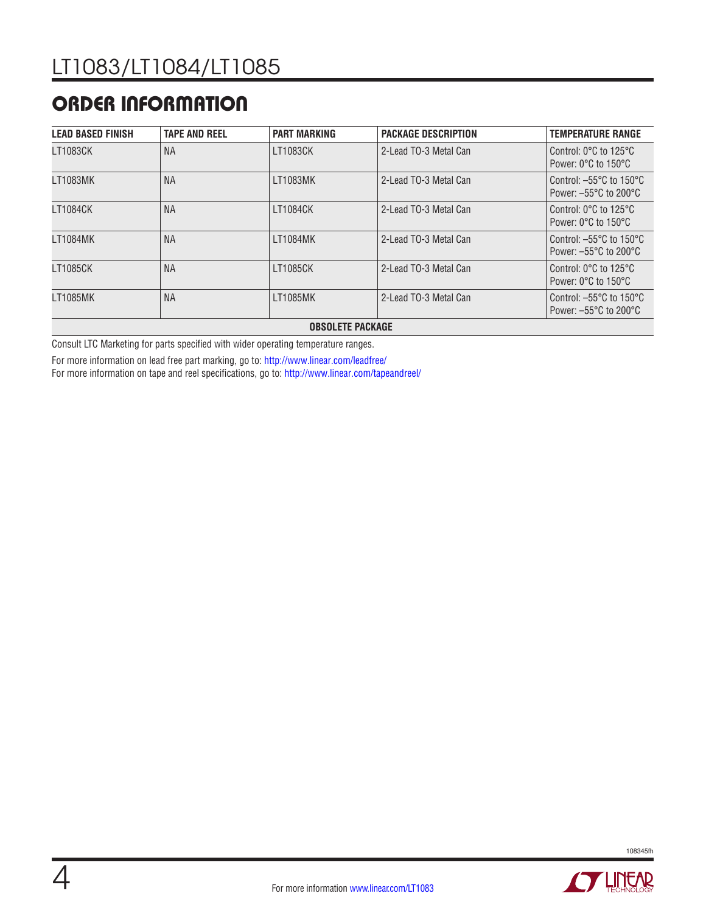## ORDER INFORMATION

| LEAD BASED FINISH | TAPE AND REEL | PART MARKING | PACKAGE DESCRIPTION | TEMPERATURE RANGE |
|---|---|---|---|---|
| LT1083CK | NA | LT1083CK | 2-Lead TO-3 Metal Can | Control: 0°C to 125°C<br>Power: 0°C to 150°C |
| LT1083MK | NA | LT1083MK | 2-Lead TO-3 Metal Can | Control: –55°C to 150°C<br>Power: –55°C to 200°C |
| LT1084CK | NA | LT1084CK | 2-Lead TO-3 Metal Can | Control: 0°C to 125°C<br>Power: 0°C to 150°C |
| LT1084MK | NA | LT1084MK | 2-Lead TO-3 Metal Can | Control: –55°C to 150°C<br>Power: –55°C to 200°C |
| LT1085CK | NA | LT1085CK | 2-Lead TO-3 Metal Can | Control: 0°C to 125°C<br>Power: 0°C to 150°C |
| LT1085MK | NA | LT1085MK | 2-Lead TO-3 Metal Can | Control: –55°C to 150°C<br>Power: –55°C to 200°C |
| **OBSOLETE PACKAGE** | | | | |

Consult LTC Marketing for parts specified with wider operating temperature ranges.

For more information on lead free part marking, go to: http://www.linear.com/leadfree/
For more information on tape and reel specifications, go to: http://www.linear.com/tapeandreel/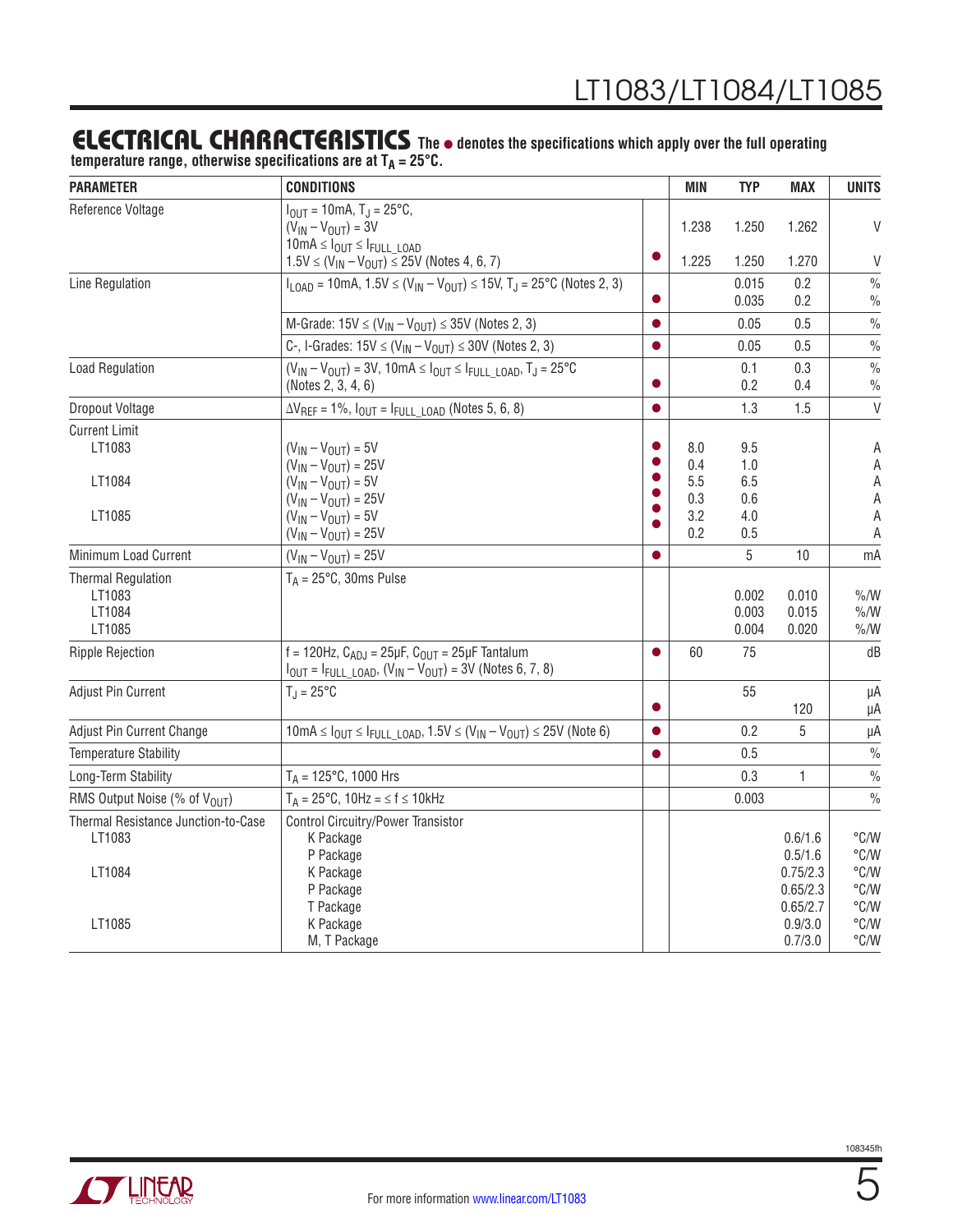## ELECTRICAL CHARACTERISTICS

**The ● denotes the specifications which apply over the full operating temperature range, otherwise specifications are at $T_A = 25°C$.**

| PARAMETER | CONDITIONS | | MIN | TYP | MAX | UNITS |
|---|---|---|---|---|---|---|
| Reference Voltage | $I_{OUT}$ = 10mA, $T_J$ = 25°C, $(V_{IN} – V_{OUT})$ = 3V | | 1.238 | 1.250 | 1.262 | V |
| | 10mA ≤ $I_{OUT}$ ≤ $I_{FULL\_LOAD}$ 1.5V ≤ $(V_{IN} – V_{OUT})$ ≤ 25V (Notes 4, 6, 7) | ● | 1.225 | 1.250 | 1.270 | V |
| Line Regulation | $I_{LOAD}$ = 10mA, 1.5V ≤ $(V_{IN} – V_{OUT})$ ≤ 15V, $T_J$ = 25°C (Notes 2, 3) | | | 0.015 | 0.2 | % |
| | | ● | | 0.035 | 0.2 | % |
| | M-Grade: 15V ≤ $(V_{IN} – V_{OUT})$ ≤ 35V (Notes 2, 3) | ● | | 0.05 | 0.5 | % |
| | C-, I-Grades: 15V ≤ $(V_{IN} – V_{OUT})$ ≤ 30V (Notes 2, 3) | ● | | 0.05 | 0.5 | % |
| Load Regulation | $(V_{IN} – V_{OUT})$ = 3V, 10mA ≤ $I_{OUT}$ ≤ $I_{FULL\_LOAD}$, $T_J$ = 25°C | | | 0.1 | 0.3 | % |
| | (Notes 2, 3, 4, 6) | ● | | 0.2 | 0.4 | % |
| Dropout Voltage | $\Delta V_{REF}$ = 1%, $I_{OUT}$ = $I_{FULL\_LOAD}$ (Notes 5, 6, 8) | ● | | 1.3 | 1.5 | V |
| Current Limit | | | | | | |
| LT1083 | $(V_{IN} – V_{OUT})$ = 5V | ● | 8.0 | 9.5 | | A |
| | $(V_{IN} – V_{OUT})$ = 25V | ● | 0.4 | 1.0 | | A |
| LT1084 | $(V_{IN} – V_{OUT})$ = 5V | ● | 5.5 | 6.5 | | A |
| | $(V_{IN} – V_{OUT})$ = 25V | ● | 0.3 | 0.6 | | A |
| LT1085 | $(V_{IN} – V_{OUT})$ = 5V | ● | 3.2 | 4.0 | | A |
| | $(V_{IN} – V_{OUT})$ = 25V | ● | 0.2 | 0.5 | | A |
| Minimum Load Current | $(V_{IN} – V_{OUT})$ = 25V | ● | | 5 | 10 | mA |
| Thermal Regulation | $T_A$ = 25°C, 30ms Pulse | | | | | |
| LT1083 | | | | 0.002 | 0.010 | %/W |
| LT1084 | | | | 0.003 | 0.015 | %/W |
| LT1085 | | | | 0.004 | 0.020 | %/W |
| Ripple Rejection | f = 120Hz, $C_{ADJ}$ = 25μF, $C_{OUT}$ = 25μF Tantalum $I_{OUT}$ = $I_{FULL\_LOAD}$, $(V_{IN} – V_{OUT})$ = 3V (Notes 6, 7, 8) | ● | 60 | 75 | | dB |
| Adjust Pin Current | $T_J$ = 25°C | | | 55 | | μA |
| | | ● | | | 120 | μA |
| Adjust Pin Current Change | 10mA ≤ $I_{OUT}$ ≤ $I_{FULL\_LOAD}$, 1.5V ≤ $(V_{IN} – V_{OUT})$ ≤ 25V (Note 6) | ● | | 0.2 | 5 | μA |
| Temperature Stability | | ● | | 0.5 | | % |
| Long-Term Stability | $T_A$ = 125°C, 1000 Hrs | | | 0.3 | 1 | % |
| RMS Output Noise (% of $V_{OUT}$) | $T_A$ = 25°C, 10Hz = ≤ f ≤ 10kHz | | | 0.003 | | % |
| Thermal Resistance Junction-to-Case | Control Circuitry/Power Transistor | | | | | |
| LT1083 | K Package | | | | 0.6/1.6 | °C/W |
| | P Package | | | | 0.5/1.6 | °C/W |
| LT1084 | K Package | | | | 0.75/2.3 | °C/W |
| | P Package | | | | 0.65/2.3 | °C/W |
| | T Package | | | | 0.65/2.7 | °C/W |
| LT1085 | K Package | | | | 0.9/3.0 | °C/W |
| | M, T Package | | | | 0.7/3.0 | °C/W |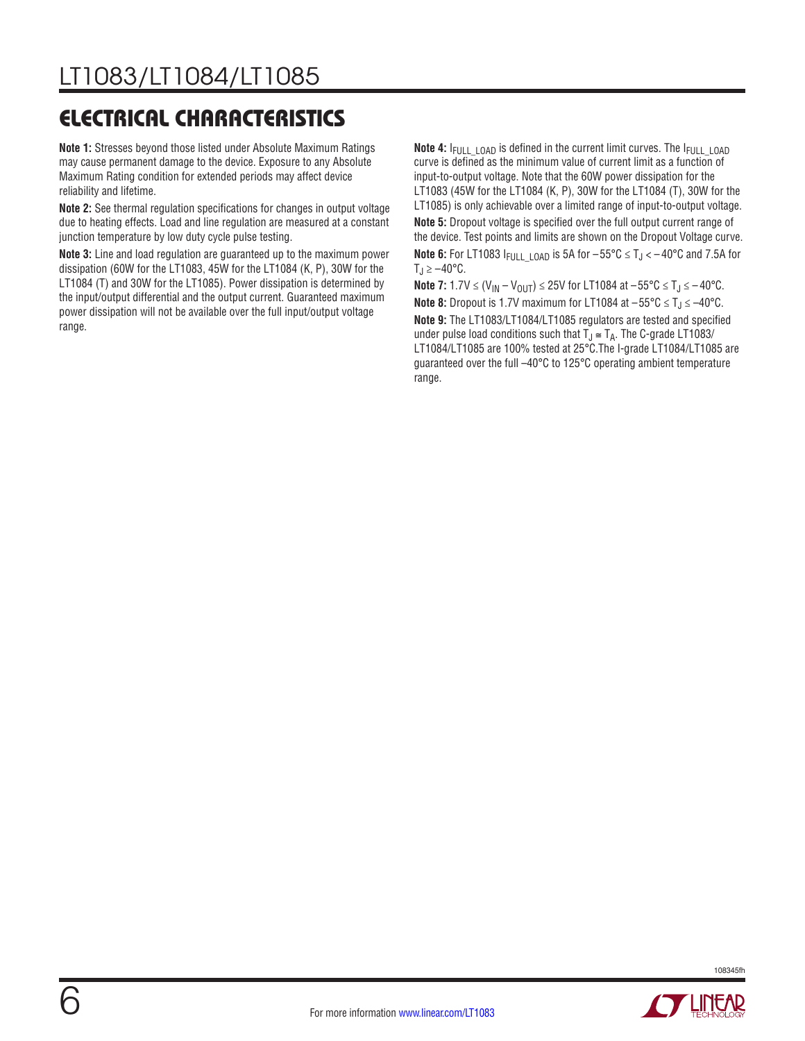## ELECTRICAL CHARACTERISTICS

**Note 1:** Stresses beyond those listed under Absolute Maximum Ratings may cause permanent damage to the device. Exposure to any Absolute Maximum Rating condition for extended periods may affect device reliability and lifetime.

**Note 2:** See thermal regulation specifications for changes in output voltage due to heating effects. Load and line regulation are measured at a constant junction temperature by low duty cycle pulse testing.

**Note 3:** Line and load regulation are guaranteed up to the maximum power dissipation (60W for the LT1083, 45W for the LT1084 (K, P), 30W for the LT1084 (T) and 30W for the LT1085). Power dissipation is determined by the input/output differential and the output current. Guaranteed maximum power dissipation will not be available over the full input/output voltage range.

**Note 4:** $I_{FULL\_LOAD}$ is defined in the current limit curves. The $I_{FULL\_LOAD}$ curve is defined as the minimum value of current limit as a function of input-to-output voltage. Note that the 60W power dissipation for the LT1083 (45W for the LT1084 (K, P), 30W for the LT1084 (T), 30W for the LT1085) is only achievable over a limited range of input-to-output voltage.

**Note 5:** Dropout voltage is specified over the full output current range of the device. Test points and limits are shown on the Dropout Voltage curve.

**Note 6:** For LT1083 $I_{FULL\_LOAD}$ is 5A for $-55°C \le T_J < -40°C$ and 7.5A for $T_J \ge -40°C$.

**Note 7:** $1.7V \le (V_{IN} - V_{OUT}) \le 25V$ for LT1084 at $-55°C \le T_J \le -40°C$.

**Note 8:** Dropout is 1.7V maximum for LT1084 at $-55°C \le T_J \le -40°C$.

**Note 9:** The LT1083/LT1084/LT1085 regulators are tested and specified under pulse load conditions such that $T_J \cong T_A$. The C-grade LT1083/LT1084/LT1085 are 100% tested at 25°C.The I-grade LT1084/LT1085 are guaranteed over the full –40°C to 125°C operating ambient temperature range.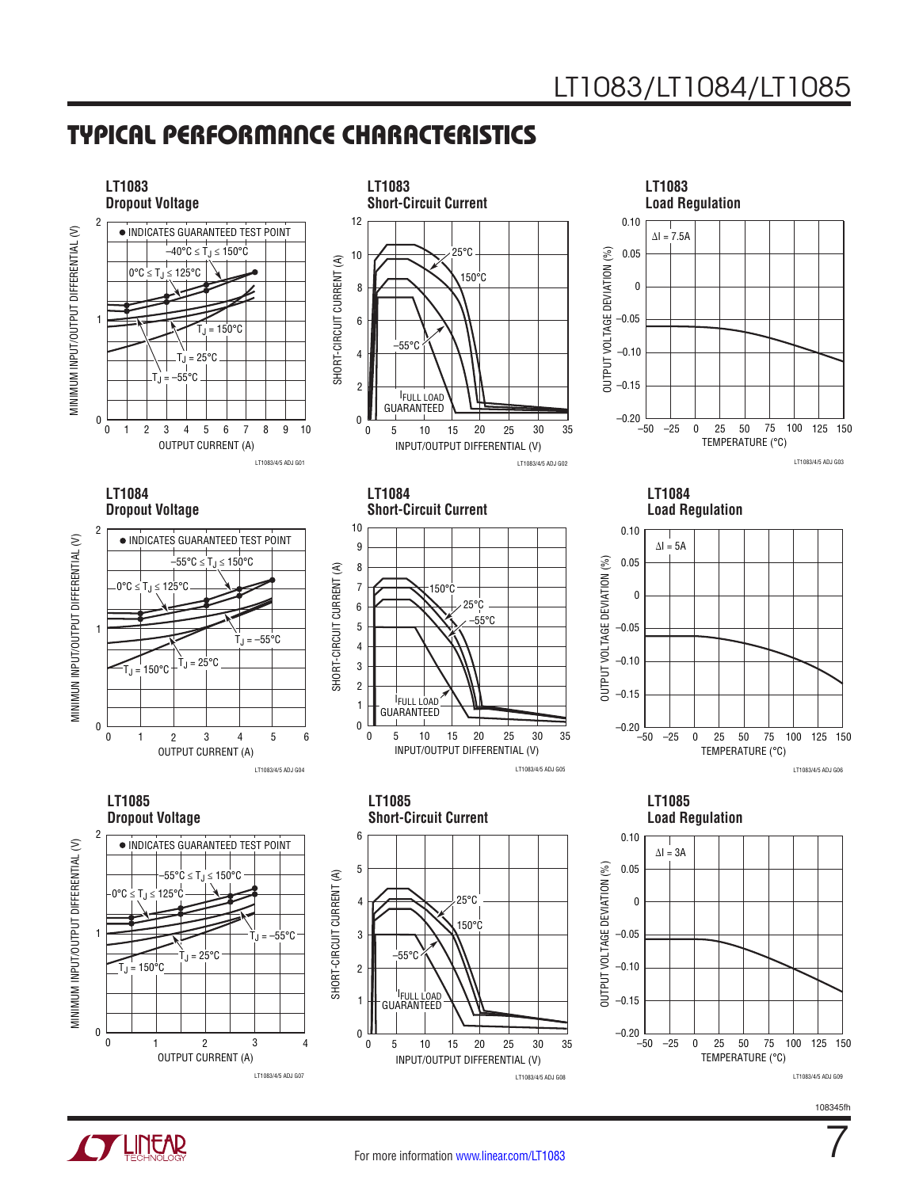## TYPICAL PERFORMANCE CHARACTERISTICS

**LT1083 Dropout Voltage**

● INDICATES GUARANTEED TEST POINT

−40°C ≤ $T_J$ ≤ 150°C

0°C ≤ $T_J$ ≤ 125°C

$T_J$ = 150°C

$T_J$ = 25°C

$T_J$ = −55°C

MINIMUM INPUT/OUTPUT DIFFERENTIAL (V)

OUTPUT CURRENT (A)

LT1083/4/5 ADJ G01

**LT1083 Short-Circuit Current**

25°C

150°C

−55°C

$I_{FULL\ LOAD}$ GUARANTEED

SHORT-CIRCUIT CURRENT (A)

INPUT/OUTPUT DIFFERENTIAL (V)

LT1083/4/5 ADJ G02

**LT1083 Load Regulation**

ΔI = 7.5A

OUTPUT VOLTAGE DEVIATION (%)

TEMPERATURE (°C)

LT1083/4/5 ADJ G03

**LT1084 Dropout Voltage**

● INDICATES GUARANTEED TEST POINT

−55°C ≤ $T_J$ ≤ 150°C

0°C ≤ $T_J$ ≤ 125°C

$T_J$ = −55°C

$T_J$ = 150°C

$T_J$ = 25°C

MINIMUN INPUT/OUTPUT DIFFERENTIAL (V)

OUTPUT CURRENT (A)

LT1083/4/5 ADJ G04

**LT1084 Short-Circuit Current**

150°C

25°C

−55°C

$I_{FULL\ LOAD}$ GUARANTEED

SHORT-CIRCUIT CURRENT (A)

INPUT/OUTPUT DIFFERENTIAL (V)

LT1083/4/5 ADJ G05

**LT1084 Load Regulation**

ΔI = 5A

OUTPUT VOLTAGE DEVIATION (%)

TEMPERATURE (°C)

LT1083/4/5 ADJ G06

**LT1085 Dropout Voltage**

● INDICATES GUARANTEED TEST POINT

−55°C ≤ $T_J$ ≤ 150°C

0°C ≤ $T_J$ ≤ 125°C

$T_J$ = −55°C

$T_J$ = 25°C

$T_J$ = 150°C

MINIMUM INPUT/OUTPUT DIFFERENTIAL (V)

OUTPUT CURRENT (A)

LT1083/4/5 ADJ G07

**LT1085 Short-Circuit Current**

25°C

150°C

−55°C

$I_{FULL\ LOAD}$ GUARANTEED

SHORT-CIRCUIT CURRENT (A)

INPUT/OUTPUT DIFFERENTIAL (V)

LT1083/4/5 ADJ G08

**LT1085 Load Regulation**

ΔI = 3A

OUTPUT VOLTAGE DEVIATION (%)

TEMPERATURE (°C)

LT1083/4/5 ADJ G09

108345fh

For more information www.linear.com/LT1083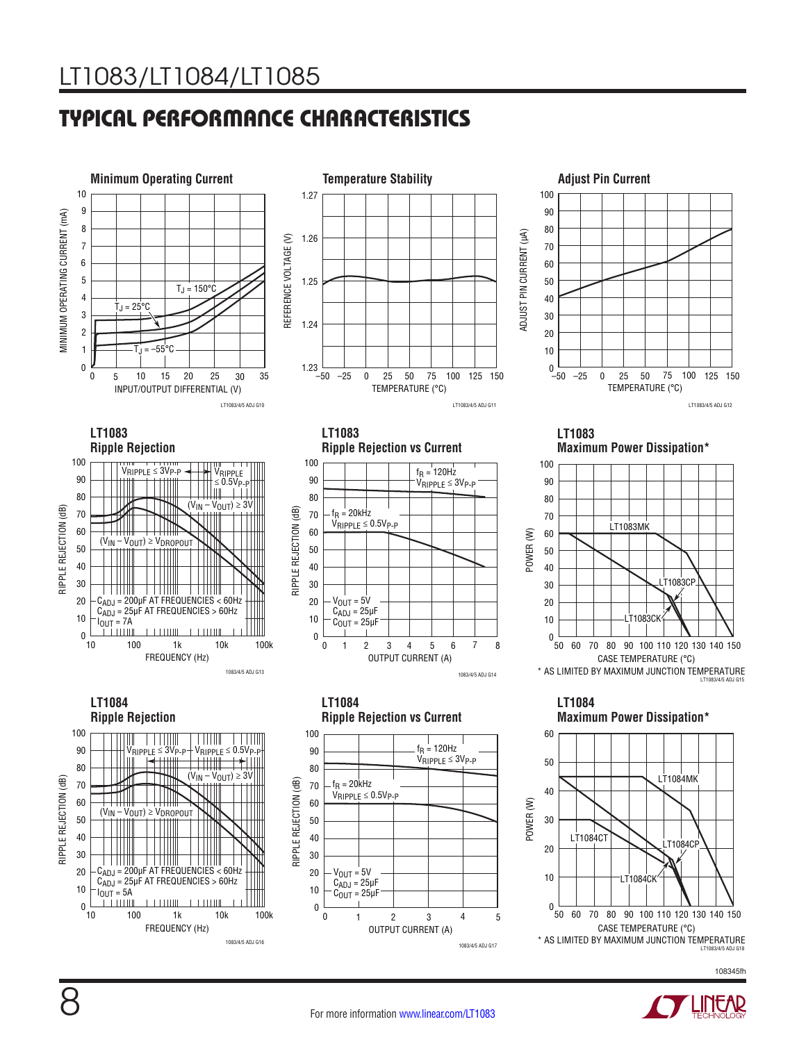## TYPICAL PERFORMANCE CHARACTERISTICS

**Minimum Operating Current**

MINIMUM OPERATING CURRENT (mA) vs INPUT/OUTPUT DIFFERENTIAL (V)

$T_J = 150°C$, $T_J = 25°C$, $T_J = -55°C$

LT1083/4/5 ADJ G10

**Temperature Stability**

REFERENCE VOLTAGE (V) vs TEMPERATURE (°C)

LT1083/4/5 ADJ G11

**Adjust Pin Current**

ADJUST PIN CURRENT (µA) vs TEMPERATURE (°C)

LT1083/4/5 ADJ G12

**LT1083 Ripple Rejection**

RIPPLE REJECTION (dB) vs FREQUENCY (Hz)

$V_{RIPPLE} \leq 3V_{P-P}$, $V_{RIPPLE} \leq 0.5V_{P-P}$, $(V_{IN} – V_{OUT}) \geq 3V$, $(V_{IN} – V_{OUT}) \geq V_{DROPOUT}$

$C_{ADJ}$ = 200µF AT FREQUENCIES < 60Hz
$C_{ADJ}$ = 25µF AT FREQUENCIES > 60Hz
$I_{OUT}$ = 7A

1083/4/5 ADJ G13

**LT1083 Ripple Rejection vs Current**

RIPPLE REJECTION (dB) vs OUTPUT CURRENT (A)

$f_R$ = 120Hz, $V_{RIPPLE} \leq 3V_{P-P}$
$f_R$ = 20kHz, $V_{RIPPLE} \leq 0.5V_{P-P}$

$V_{OUT}$ = 5V
$C_{ADJ}$ = 25µF
$C_{OUT}$ = 25µF

1083/4/5 ADJ G14

**LT1083 Maximum Power Dissipation***

POWER (W) vs CASE TEMPERATURE (°C)

LT1083MK, LT1083CP, LT1083CK

* AS LIMITED BY MAXIMUM JUNCTION TEMPERATURE

LT1083/4/5 ADJ G15

**LT1084 Ripple Rejection**

RIPPLE REJECTION (dB) vs FREQUENCY (Hz)

$V_{RIPPLE} \leq 3V_{P-P}$, $V_{RIPPLE} \leq 0.5V_{P-P}$, $(V_{IN} – V_{OUT}) \geq 3V$, $(V_{IN} – V_{OUT}) \geq V_{DROPOUT}$

$C_{ADJ}$ = 200µF AT FREQUENCIES < 60Hz
$C_{ADJ}$ = 25µF AT FREQUENCIES > 60Hz
$I_{OUT}$ = 5A

1083/4/5 ADJ G16

**LT1084 Ripple Rejection vs Current**

RIPPLE REJECTION (dB) vs OUTPUT CURRENT (A)

$f_R$ = 120Hz, $V_{RIPPLE} \leq 3V_{P-P}$
$f_R$ = 20kHz, $V_{RIPPLE} \leq 0.5V_{P-P}$

$V_{OUT}$ = 5V
$C_{ADJ}$ = 25µF
$C_{OUT}$ = 25µF

1083/4/5 ADJ G17

**LT1084 Maximum Power Dissipation***

POWER (W) vs CASE TEMPERATURE (°C)

LT1084MK, LT1084CT, LT1084CP, LT1084CK

* AS LIMITED BY MAXIMUM JUNCTION TEMPERATURE

LT1083/4/5 ADJ G18

108345fh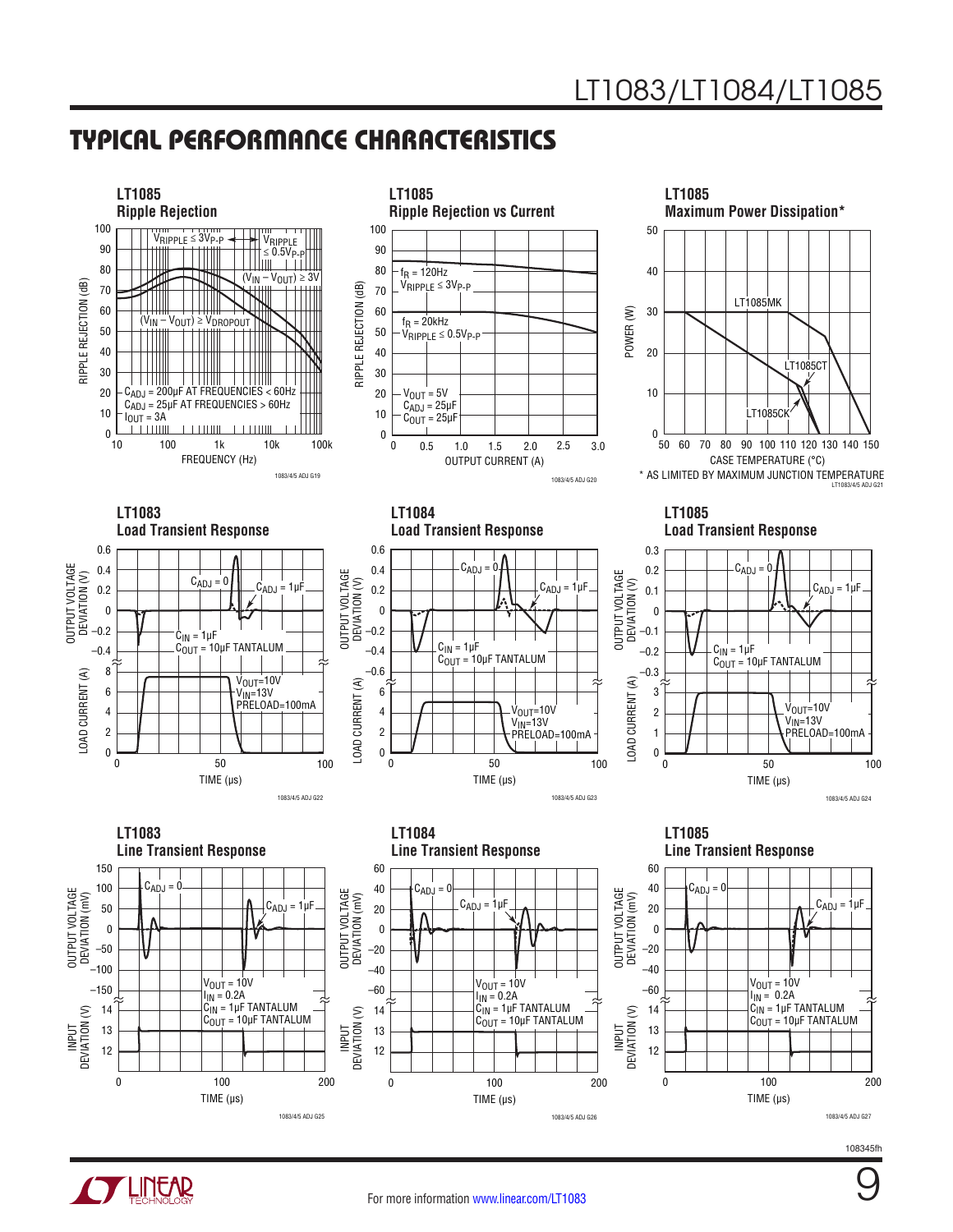## TYPICAL PERFORMANCE CHARACTERISTICS

**LT1085 Ripple Rejection**

$V_{RIPPLE} \le 3V_{P-P}$ / $V_{RIPPLE} \le 0.5V_{P-P}$

$(V_{IN} - V_{OUT}) \ge 3V$

$(V_{IN} - V_{OUT}) \ge V_{DROPOUT}$

$C_{ADJ}$ = 200µF AT FREQUENCIES < 60Hz
$C_{ADJ}$ = 25µF AT FREQUENCIES > 60Hz
$I_{OUT}$ = 3A

RIPPLE REJECTION (dB) vs FREQUENCY (Hz)

1083/4/5 ADJ G19

**LT1085 Ripple Rejection vs Current**

$f_R$ = 120Hz, $V_{RIPPLE} \le 3V_{P-P}$

$f_R$ = 20kHz, $V_{RIPPLE} \le 0.5V_{P-P}$

$V_{OUT}$ = 5V
$C_{ADJ}$ = 25µF
$C_{OUT}$ = 25µF

RIPPLE REJECTION (dB) vs OUTPUT CURRENT (A)

1083/4/5 ADJ G20

**LT1085 Maximum Power Dissipation***

LT1085MK, LT1085CT, LT1085CK

POWER (W) vs CASE TEMPERATURE (°C)

\* AS LIMITED BY MAXIMUM JUNCTION TEMPERATURE

LT1083/4/5 ADJ G21

**LT1083 Load Transient Response**

$C_{ADJ}$ = 0, $C_{ADJ}$ = 1µF

$C_{IN}$ = 1µF
$C_{OUT}$ = 10µF TANTALUM

$V_{OUT}$=10V
$V_{IN}$=13V
PRELOAD=100mA

OUTPUT VOLTAGE DEVIATION (V), LOAD CURRENT (A) vs TIME (µs)

1083/4/5 ADJ G22

**LT1084 Load Transient Response**

$C_{ADJ}$ = 0, $C_{ADJ}$ = 1µF

$C_{IN}$ = 1µF
$C_{OUT}$ = 10µF TANTALUM

$V_{OUT}$=10V
$V_{IN}$=13V
PRELOAD=100mA

OUTPUT VOLTAGE DEVIATION (V), LOAD CURRENT (A) vs TIME (µs)

1083/4/5 ADJ G23

**LT1085 Load Transient Response**

$C_{ADJ}$ = 0, $C_{ADJ}$ = 1µF

$C_{IN}$ = 1µF
$C_{OUT}$ = 10µF TANTALUM

$V_{OUT}$=10V
$V_{IN}$=13V
PRELOAD=100mA

OUTPUT VOLTAGE DEVIATION (V), LOAD CURRENT (A) vs TIME (µs)

1083/4/5 ADJ G24

**LT1083 Line Transient Response**

$C_{ADJ}$ = 0, $C_{ADJ}$ = 1µF

$V_{OUT}$ = 10V
$I_{IN}$ = 0.2A
$C_{IN}$ = 1µF TANTALUM
$C_{OUT}$ = 10µF TANTALUM

OUTPUT VOLTAGE DEVIATION (mV), INPUT DEVIATION (V) vs TIME (µs)

1083/4/5 ADJ G25

**LT1084 Line Transient Response**

$C_{ADJ}$ = 0, $C_{ADJ}$ = 1µF

$V_{OUT}$ = 10V
$I_{IN}$ = 0.2A
$C_{IN}$ = 1µF TANTALUM
$C_{OUT}$ = 10µF TANTALUM

OUTPUT VOLTAGE DEVIATION (mV), INPUT DEVIATION (V) vs TIME (µs)

1083/4/5 ADJ G26

**LT1085 Line Transient Response**

$C_{ADJ}$ = 0, $C_{ADJ}$ = 1µF

$V_{OUT}$ = 10V
$I_{IN}$ = 0.2A
$C_{IN}$ = 1µF TANTALUM
$C_{OUT}$ = 10µF TANTALUM

OUTPUT VOLTAGE DEVIATION (mV), INPUT DEVIATION (V) vs TIME (µs)

1083/4/5 ADJ G27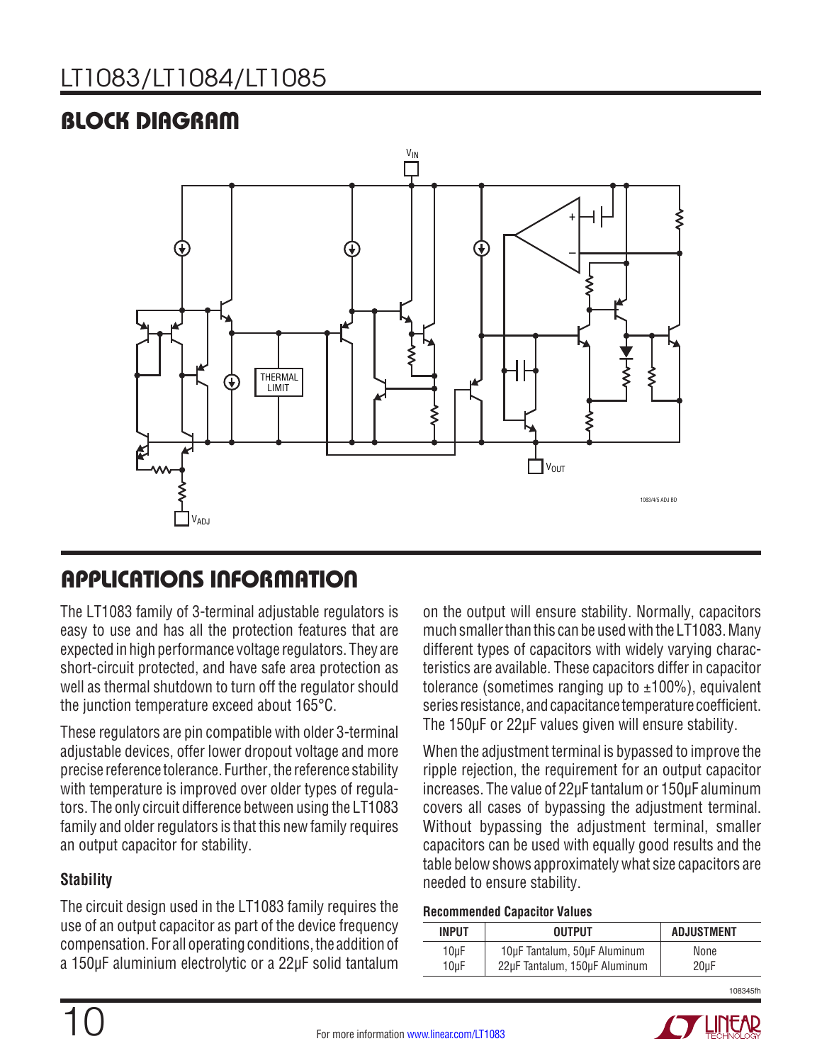## BLOCK DIAGRAM

## APPLICATIONS INFORMATION

The LT1083 family of 3-terminal adjustable regulators is easy to use and has all the protection features that are expected in high performance voltage regulators. They are short-circuit protected, and have safe area protection as well as thermal shutdown to turn off the regulator should the junction temperature exceed about 165°C.

These regulators are pin compatible with older 3-terminal adjustable devices, offer lower dropout voltage and more precise reference tolerance. Further, the reference stability with temperature is improved over older types of regulators. The only circuit difference between using the LT1083 family and older regulators is that this new family requires an output capacitor for stability.

### Stability

The circuit design used in the LT1083 family requires the use of an output capacitor as part of the device frequency compensation. For all operating conditions, the addition of a 150µF aluminium electrolytic or a 22µF solid tantalum on the output will ensure stability. Normally, capacitors much smaller than this can be used with the LT1083. Many different types of capacitors with widely varying characteristics are available. These capacitors differ in capacitor tolerance (sometimes ranging up to ±100%), equivalent series resistance, and capacitance temperature coefficient. The 150µF or 22µF values given will ensure stability.

When the adjustment terminal is bypassed to improve the ripple rejection, the requirement for an output capacitor increases. The value of 22µF tantalum or 150µF aluminum covers all cases of bypassing the adjustment terminal. Without bypassing the adjustment terminal, smaller capacitors can be used with equally good results and the table below shows approximately what size capacitors are needed to ensure stability.

**Recommended Capacitor Values**

| INPUT | OUTPUT | ADJUSTMENT |
|---|---|---|
| 10µF | 10µF Tantalum, 50µF Aluminum | None |
| 10µF | 22µF Tantalum, 150µF Aluminum | 20µF |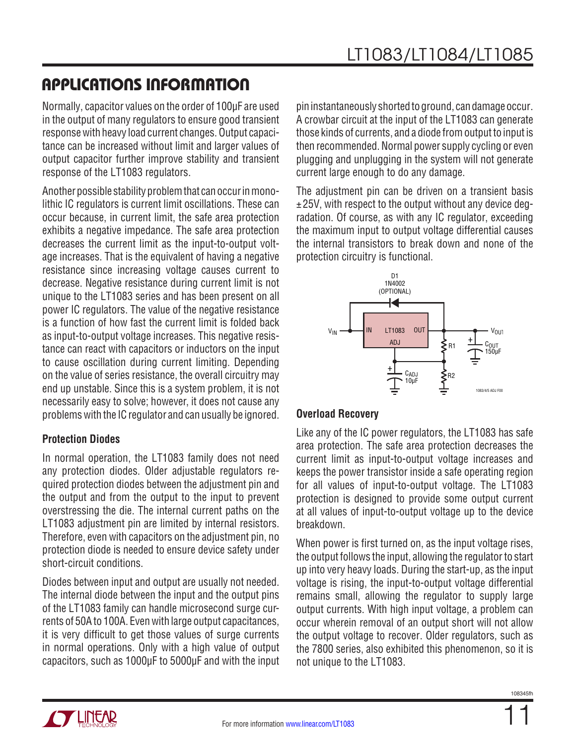## APPLICATIONS INFORMATION

Normally, capacitor values on the order of 100µF are used in the output of many regulators to ensure good transient response with heavy load current changes. Output capacitance can be increased without limit and larger values of output capacitor further improve stability and transient response of the LT1083 regulators.

Another possible stability problem that can occur in monolithic IC regulators is current limit oscillations. These can occur because, in current limit, the safe area protection exhibits a negative impedance. The safe area protection decreases the current limit as the input-to-output voltage increases. That is the equivalent of having a negative resistance since increasing voltage causes current to decrease. Negative resistance during current limit is not unique to the LT1083 series and has been present on all power IC regulators. The value of the negative resistance is a function of how fast the current limit is folded back as input-to-output voltage increases. This negative resistance can react with capacitors or inductors on the input to cause oscillation during current limiting. Depending on the value of series resistance, the overall circuitry may end up unstable. Since this is a system problem, it is not necessarily easy to solve; however, it does not cause any problems with the IC regulator and can usually be ignored.

### Protection Diodes

In normal operation, the LT1083 family does not need any protection diodes. Older adjustable regulators required protection diodes between the adjustment pin and the output and from the output to the input to prevent overstressing the die. The internal current paths on the LT1083 adjustment pin are limited by internal resistors. Therefore, even with capacitors on the adjustment pin, no protection diode is needed to ensure device safety under short-circuit conditions.

Diodes between input and output are usually not needed. The internal diode between the input and the output pins of the LT1083 family can handle microsecond surge currents of 50A to 100A. Even with large output capacitances, it is very difficult to get those values of surge currents in normal operations. Only with a high value of output capacitors, such as 1000µF to 5000µF and with the input pin instantaneously shorted to ground, can damage occur. A crowbar circuit at the input of the LT1083 can generate those kinds of currents, and a diode from output to input is then recommended. Normal power supply cycling or even plugging and unplugging in the system will not generate current large enough to do any damage.

The adjustment pin can be driven on a transient basis ±25V, with respect to the output without any device degradation. Of course, as with any IC regulator, exceeding the maximum input to output voltage differential causes the internal transistors to break down and none of the protection circuitry is functional.

D1 1N4002 (OPTIONAL)

$V_{IN}$ — IN LT1083 OUT — $V_{OUT}$; ADJ; R1; R2; $C_{ADJ}$ 10µF; $C_{OUT}$ 150µF

1083/4/5 ADJ F00

### Overload Recovery

Like any of the IC power regulators, the LT1083 has safe area protection. The safe area protection decreases the current limit as input-to-output voltage increases and keeps the power transistor inside a safe operating region for all values of input-to-output voltage. The LT1083 protection is designed to provide some output current at all values of input-to-output voltage up to the device breakdown.

When power is first turned on, as the input voltage rises, the output follows the input, allowing the regulator to start up into very heavy loads. During the start-up, as the input voltage is rising, the input-to-output voltage differential remains small, allowing the regulator to supply large output currents. With high input voltage, a problem can occur wherein removal of an output short will not allow the output voltage to recover. Older regulators, such as the 7800 series, also exhibited this phenomenon, so it is not unique to the LT1083.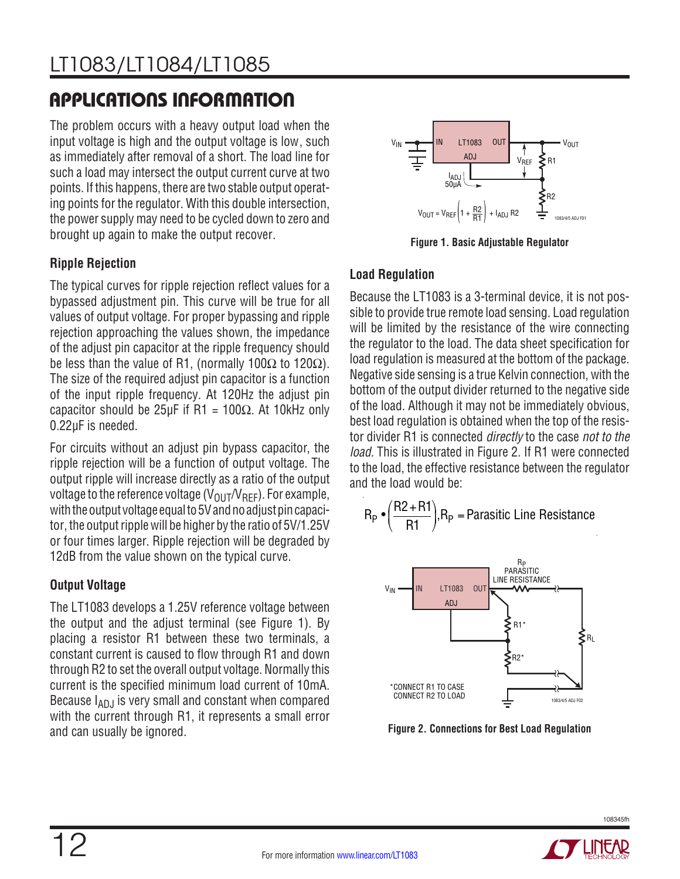## APPLICATIONS INFORMATION

The problem occurs with a heavy output load when the input voltage is high and the output voltage is low, such as immediately after removal of a short. The load line for such a load may intersect the output current curve at two points. If this happens, there are two stable output operating points for the regulator. With this double intersection, the power supply may need to be cycled down to zero and brought up again to make the output recover.

### Ripple Rejection

The typical curves for ripple rejection reflect values for a bypassed adjustment pin. This curve will be true for all values of output voltage. For proper bypassing and ripple rejection approaching the values shown, the impedance of the adjust pin capacitor at the ripple frequency should be less than the value of R1, (normally 100Ω to 120Ω). The size of the required adjust pin capacitor is a function of the input ripple frequency. At 120Hz the adjust pin capacitor should be 25μF if R1 = 100Ω. At 10kHz only 0.22μF is needed.

For circuits without an adjust pin bypass capacitor, the ripple rejection will be a function of output voltage. The output ripple will increase directly as a ratio of the output voltage to the reference voltage ($V_{OUT}/V_{REF}$). For example, with the output voltage equal to 5V and no adjust pin capacitor, the output ripple will be higher by the ratio of 5V/1.25V or four times larger. Ripple rejection will be degraded by 12dB from the value shown on the typical curve.

### Output Voltage

The LT1083 develops a 1.25V reference voltage between the output and the adjust terminal (see Figure 1). By placing a resistor R1 between these two terminals, a constant current is caused to flow through R1 and down through R2 to set the overall output voltage. Normally this current is the specified minimum load current of 10mA. Because $I_{ADJ}$ is very small and constant when compared with the current through R1, it represents a small error and can usually be ignored.

$$V_{OUT} = V_{REF}\left(1 + \frac{R2}{R1}\right) + I_{ADJ}\,R2$$

Figure 1. Basic Adjustable Regulator

### Load Regulation

Because the LT1083 is a 3-terminal device, it is not possible to provide true remote load sensing. Load regulation will be limited by the resistance of the wire connecting the regulator to the load. The data sheet specification for load regulation is measured at the bottom of the package. Negative side sensing is a true Kelvin connection, with the bottom of the output divider returned to the negative side of the load. Although it may not be immediately obvious, best load regulation is obtained when the top of the resistor divider R1 is connected *directly* to the case *not to the load*. This is illustrated in Figure 2. If R1 were connected to the load, the effective resistance between the regulator and the load would be:

$$R_P \bullet \left(\frac{R2+R1}{R1}\right), R_P = \text{Parasitic Line Resistance}$$

*CONNECT R1 TO CASE
CONNECT R2 TO LOAD

Figure 2. Connections for Best Load Regulation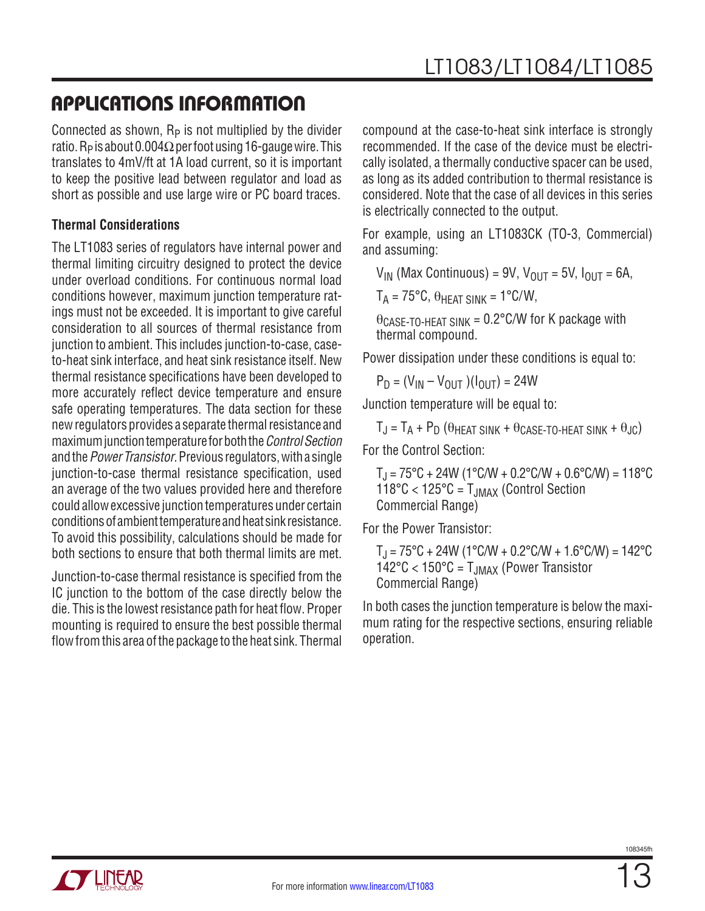## APPLICATIONS INFORMATION

Connected as shown, $R_P$ is not multiplied by the divider ratio. $R_P$ is about 0.004Ω per foot using 16-gauge wire. This translates to 4mV/ft at 1A load current, so it is important to keep the positive lead between regulator and load as short as possible and use large wire or PC board traces.

### Thermal Considerations

The LT1083 series of regulators have internal power and thermal limiting circuitry designed to protect the device under overload conditions. For continuous normal load conditions however, maximum junction temperature ratings must not be exceeded. It is important to give careful consideration to all sources of thermal resistance from junction to ambient. This includes junction-to-case, case-to-heat sink interface, and heat sink resistance itself. New thermal resistance specifications have been developed to more accurately reflect device temperature and ensure safe operating temperatures. The data section for these new regulators provides a separate thermal resistance and maximum junction temperature for both the *Control Section* and the *Power Transistor*. Previous regulators, with a single junction-to-case thermal resistance specification, used an average of the two values provided here and therefore could allow excessive junction temperatures under certain conditions of ambient temperature and heat sink resistance. To avoid this possibility, calculations should be made for both sections to ensure that both thermal limits are met.

Junction-to-case thermal resistance is specified from the IC junction to the bottom of the case directly below the die. This is the lowest resistance path for heat flow. Proper mounting is required to ensure the best possible thermal flow from this area of the package to the heat sink. Thermal compound at the case-to-heat sink interface is strongly recommended. If the case of the device must be electrically isolated, a thermally conductive spacer can be used, as long as its added contribution to thermal resistance is considered. Note that the case of all devices in this series is electrically connected to the output.

For example, using an LT1083CK (TO-3, Commercial) and assuming:

$V_{IN}$ (Max Continuous) = 9V, $V_{OUT}$ = 5V, $I_{OUT}$ = 6A,

$T_A$ = 75°C, $\theta_{HEAT\ SINK}$ = 1°C/W,

$\theta_{CASE\text{-}TO\text{-}HEAT\ SINK}$ = 0.2°C/W for K package with thermal compound.

Power dissipation under these conditions is equal to:

$$P_D = (V_{IN} - V_{OUT})(I_{OUT}) = 24W$$

Junction temperature will be equal to:

$$T_J = T_A + P_D\ (\theta_{HEAT\ SINK} + \theta_{CASE\text{-}TO\text{-}HEAT\ SINK} + \theta_{JC})$$

For the Control Section:

$T_J$ = 75°C + 24W (1°C/W + 0.2°C/W + 0.6°C/W) = 118°C
118°C < 125°C = $T_{JMAX}$ (Control Section Commercial Range)

For the Power Transistor:

$T_J$ = 75°C + 24W (1°C/W + 0.2°C/W + 1.6°C/W) = 142°C
142°C < 150°C = $T_{JMAX}$ (Power Transistor Commercial Range)

In both cases the junction temperature is below the maximum rating for the respective sections, ensuring reliable operation.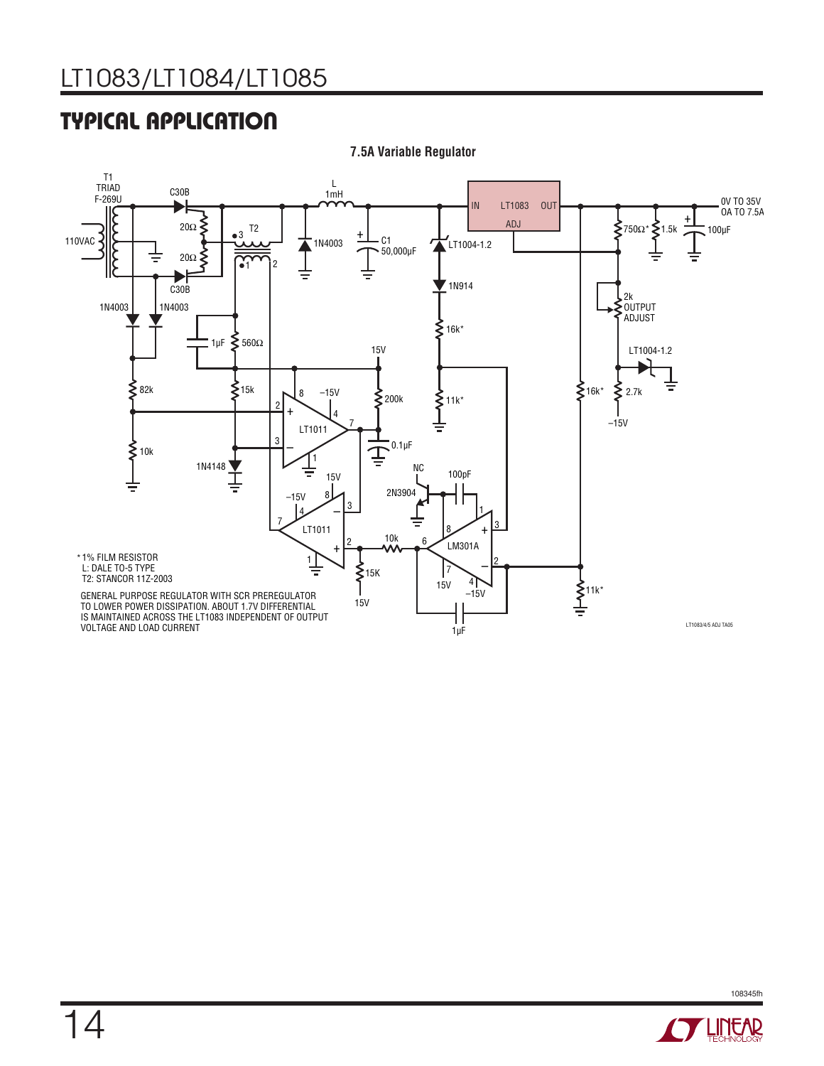## TYPICAL APPLICATION

**7.5A Variable Regulator**

*1% FILM RESISTOR
L: DALE TO-5 TYPE
T2: STANCOR 11Z-2003

GENERAL PURPOSE REGULATOR WITH SCR PREREGULATOR TO LOWER POWER DISSIPATION. ABOUT 1.7V DIFFERENTIAL IS MAINTAINED ACROSS THE LT1083 INDEPENDENT OF OUTPUT VOLTAGE AND LOAD CURRENT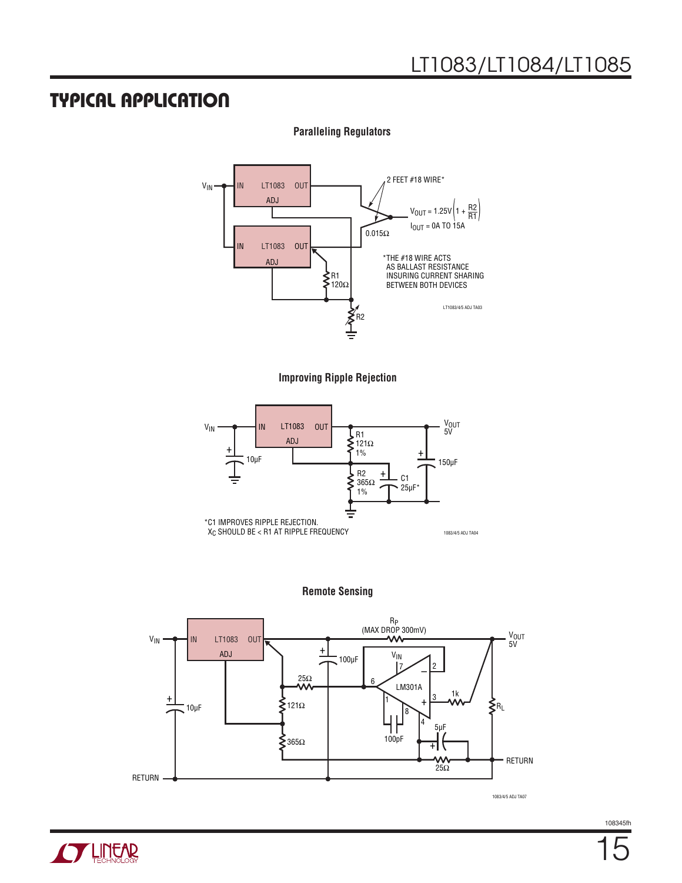## TYPICAL APPLICATION

**Paralleling Regulators**

2 FEET #18 WIRE*

$V_{OUT} = 1.25V\left(1 + \frac{R2}{R1}\right)$

$I_{OUT}$ = 0A TO 15A

0.015Ω

R1 120Ω

R2

*THE #18 WIRE ACTS AS BALLAST RESISTANCE INSURING CURRENT SHARING BETWEEN BOTH DEVICES

LT1083/4/5 ADJ TA03

**Improving Ripple Rejection**

$V_{IN}$, LT1083, 10µF, R1 121Ω 1%, R2 365Ω 1%, C1 25µF*, 150µF, $V_{OUT}$ 5V

*C1 IMPROVES RIPPLE REJECTION.
$X_C$ SHOULD BE < R1 AT RIPPLE FREQUENCY

1083/4/5 ADJ TA04

**Remote Sensing**

$V_{IN}$, LT1083, 10µF, 100µF, 25Ω, 121Ω, 365Ω, $R_P$ (MAX DROP 300mV), $V_{OUT}$ 5V, LM301A, 1k, 100pF, 5µF, 25Ω, $R_L$, RETURN

1083/4/5 ADJ TA07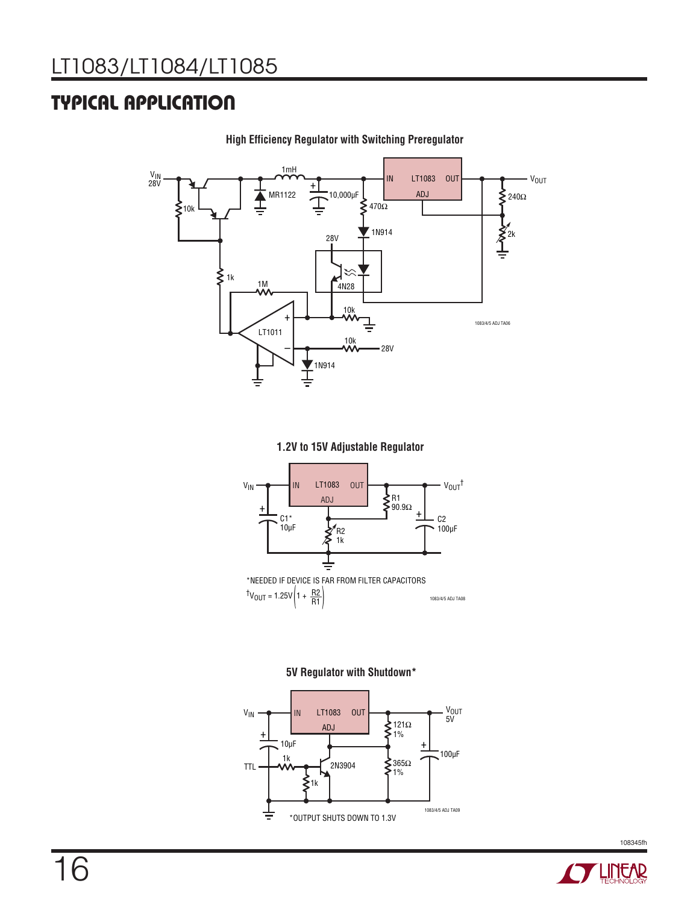## TYPICAL APPLICATION

**High Efficiency Regulator with Switching Preregulator**

$V_{IN}$ 28V, 10k, 1k, 1M, LT1011, MR1122, 1mH, 10,000µF, 470Ω, 1N914, 28V, 4N28, 10k, 10k, 28V, 1N914, LT1083, IN, OUT, ADJ, $V_{OUT}$, 240Ω, 2k

1083/4/5 ADJ TA06

**1.2V to 15V Adjustable Regulator**

$V_{IN}$, LT1083, IN, OUT, ADJ, $V_{OUT}$†, C1* 10µF, R1 90.9Ω, R2 1k, C2 100µF

*NEEDED IF DEVICE IS FAR FROM FILTER CAPACITORS

$$^{\dagger}V_{OUT} = 1.25V\left(1 + \frac{R2}{R1}\right)$$

1083/4/5 ADJ TA08

**5V Regulator with Shutdown***

$V_{IN}$, LT1083, IN, OUT, ADJ, $V_{OUT}$ 5V, 10µF, 121Ω 1%, 365Ω 1%, 100µF, TTL, 1k, 1k, 2N3904

*OUTPUT SHUTS DOWN TO 1.3V

1083/4/5 ADJ TA09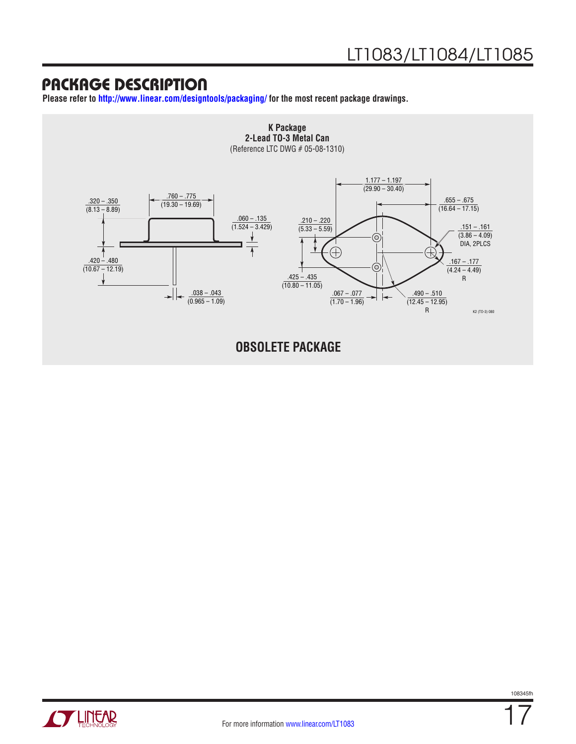## PACKAGE DESCRIPTION

**Please refer to http://www.linear.com/designtools/packaging/ for the most recent package drawings.**

**K Package**
**2-Lead TO-3 Metal Can**
(Reference LTC DWG # 05-08-1310)

.320 – .350 (8.13 – 8.89)

.760 – .775 (19.30 – 19.69)

.060 – .135 (1.524 – 3.429)

.420 – .480 (10.67 – 12.19)

.038 – .043 (0.965 – 1.09)

1.177 – 1.197 (29.90 – 30.40)

.655 – .675 (16.64 – 17.15)

.210 – .220 (5.33 – 5.59)

.151 – .161 (3.86 – 4.09) DIA, 2PLCS

.167 – .177 (4.24 – 4.49) R

.425 – .435 (10.80 – 11.05)

.067 – .077 (1.70 – 1.96)

.490 – .510 (12.45 – 12.95) R

K2 (TO-3) 080

**OBSOLETE PACKAGE**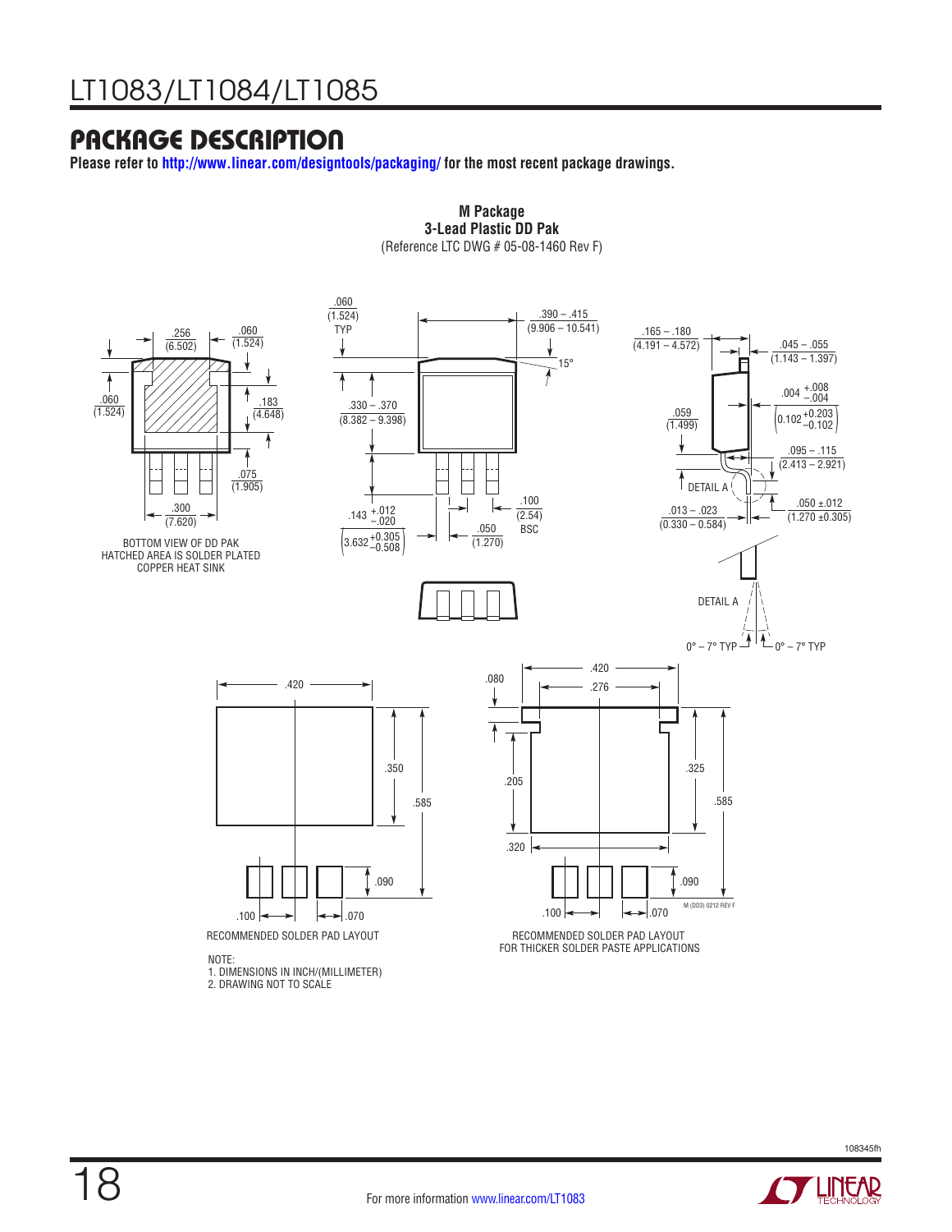## PACKAGE DESCRIPTION

**Please refer to http://www.linear.com/designtools/packaging/ for the most recent package drawings.**

**M Package**
**3-Lead Plastic DD Pak**
(Reference LTC DWG # 05-08-1460 Rev F)

.060 (1.524) TYP

.390 – .415 (9.906 – 10.541)

15°

.165 – .180 (4.191 – 4.572)

.045 – .055 (1.143 – 1.397)

.256 (6.502)

.060 (1.524)

.060 (1.524)

.183 (4.648)

.330 – .370 (8.382 – 9.398)

.004 +.008 –.004 (0.102 +0.203 –0.102)

.059 (1.499)

.095 – .115 (2.413 – 2.921)

.075 (1.905)

DETAIL A

.300 (7.620)

.143 +.012 –.020 (3.632 +0.305 –0.508)

.100 (2.54) BSC

.050 (1.270)

.013 – .023 (0.330 – 0.584)

.050 ±.012 (1.270 ±0.305)

BOTTOM VIEW OF DD PAK
HATCHED AREA IS SOLDER PLATED
COPPER HEAT SINK

DETAIL A

0° – 7° TYP

0° – 7° TYP

.420

.350

.585

.090

.100

.070

RECOMMENDED SOLDER PAD LAYOUT

.080

.420

.276

.205

.325

.585

.320

.090

.100

.070

RECOMMENDED SOLDER PAD LAYOUT
FOR THICKER SOLDER PASTE APPLICATIONS

M (DD3) 0212 REV F

NOTE:
1. DIMENSIONS IN INCH/(MILLIMETER)
2. DRAWING NOT TO SCALE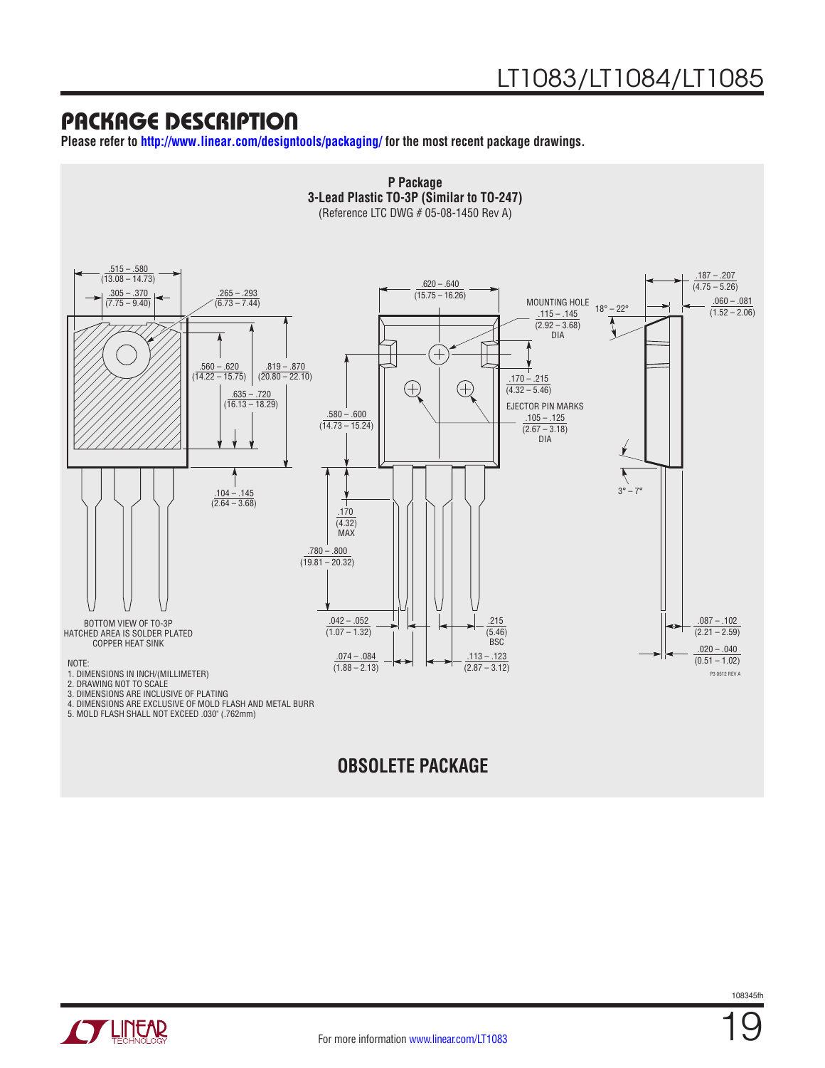## PACKAGE DESCRIPTION

**Please refer to http://www.linear.com/designtools/packaging/ for the most recent package drawings.**

**P Package**
**3-Lead Plastic TO-3P (Similar to TO-247)**
(Reference LTC DWG # 05-08-1450 Rev A)

.515 – .580 (13.08 – 14.73)

.305 – .370 (7.75 – 9.40)

.265 – .293 (6.73 – 7.44)

.560 – .620 (14.22 – 15.75)

.819 – .870 (20.80 – 22.10)

.635 – .720 (16.13 – 18.29)

.104 – .145 (2.64 – 3.68)

.620 – .640 (15.75 – 16.26)

MOUNTING HOLE .115 – .145 (2.92 – 3.68) DIA

.170 – .215 (4.32 – 5.46)

EJECTOR PIN MARKS .105 – .125 (2.67 – 3.18) DIA

.580 – .600 (14.73 – 15.24)

.170 (4.32) MAX

.780 – .800 (19.81 – 20.32)

.042 – .052 (1.07 – 1.32)

.215 (5.46) BSC

.074 – .084 (1.88 – 2.13)

.113 – .123 (2.87 – 3.12)

.187 – .207 (4.75 – 5.26)

.060 – .081 (1.52 – 2.06)

18° – 22°

3° – 7°

.087 – .102 (2.21 – 2.59)

.020 – .040 (0.51 – 1.02)

BOTTOM VIEW OF TO-3P
HATCHED AREA IS SOLDER PLATED
COPPER HEAT SINK

P3 0512 REV A

NOTE:
1. DIMENSIONS IN INCH/(MILLIMETER)
2. DRAWING NOT TO SCALE
3. DIMENSIONS ARE INCLUSIVE OF PLATING
4. DIMENSIONS ARE EXCLUSIVE OF MOLD FLASH AND METAL BURR
5. MOLD FLASH SHALL NOT EXCEED .030" (.762mm)

**OBSOLETE PACKAGE**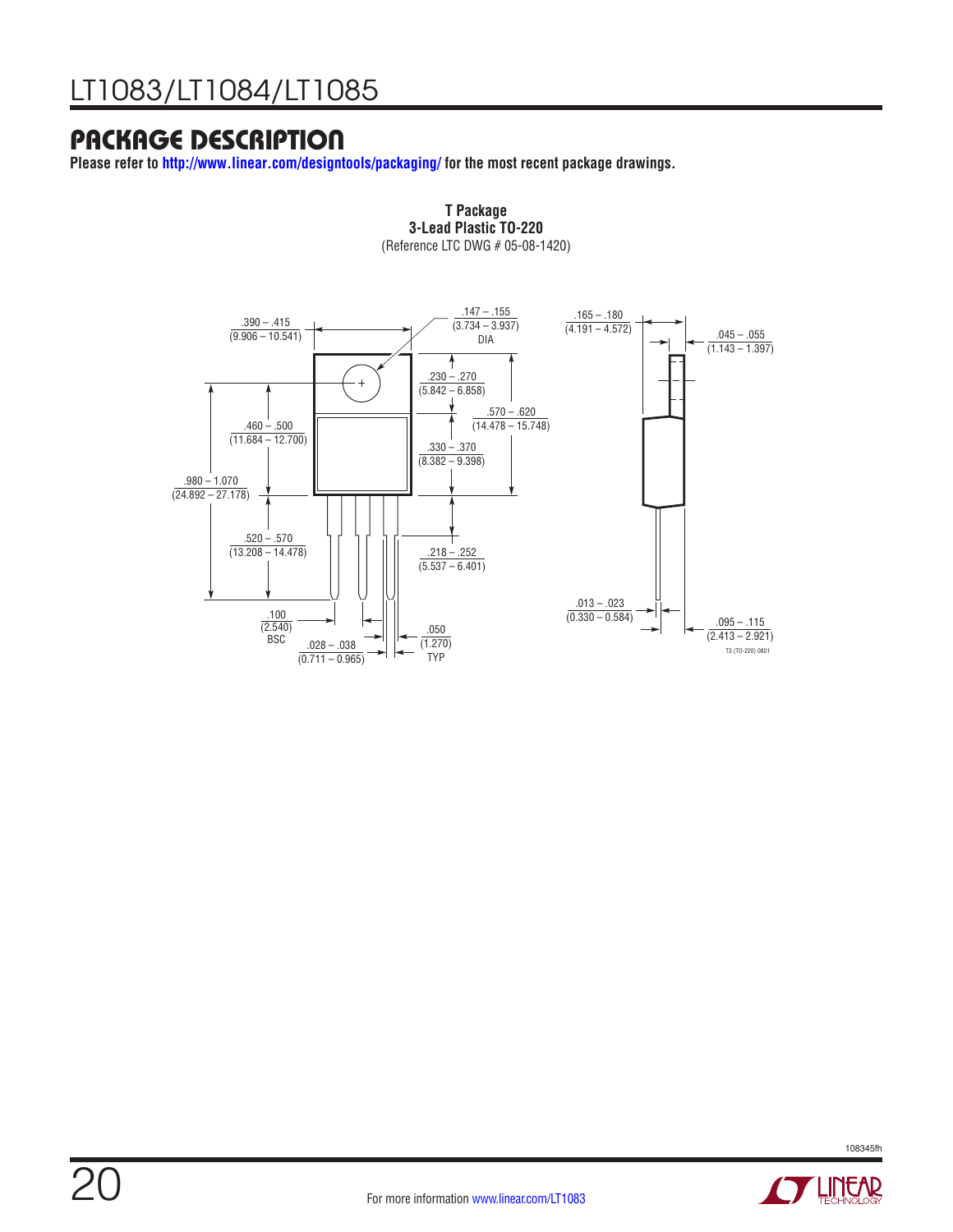## PACKAGE DESCRIPTION

**Please refer to http://www.linear.com/designtools/packaging/ for the most recent package drawings.**

**T Package**
**3-Lead Plastic TO-220**
(Reference LTC DWG # 05-08-1420)

.390 – .415 (9.906 – 10.541)

.147 – .155 (3.734 – 3.937) DIA

.165 – .180 (4.191 – 4.572)

.045 – .055 (1.143 – 1.397)

.230 – .270 (5.842 – 6.858)

.570 – .620 (14.478 – 15.748)

.460 – .500 (11.684 – 12.700)

.330 – .370 (8.382 – 9.398)

.980 – 1.070 (24.892 – 27.178)

.520 – .570 (13.208 – 14.478)

.218 – .252 (5.537 – 6.401)

.013 – .023 (0.330 – 0.584)

.100 (2.540) BSC

.028 – .038 (0.711 – 0.965)

.050 (1.270) TYP

.095 – .115 (2.413 – 2.921)

T3 (TO-220) 0801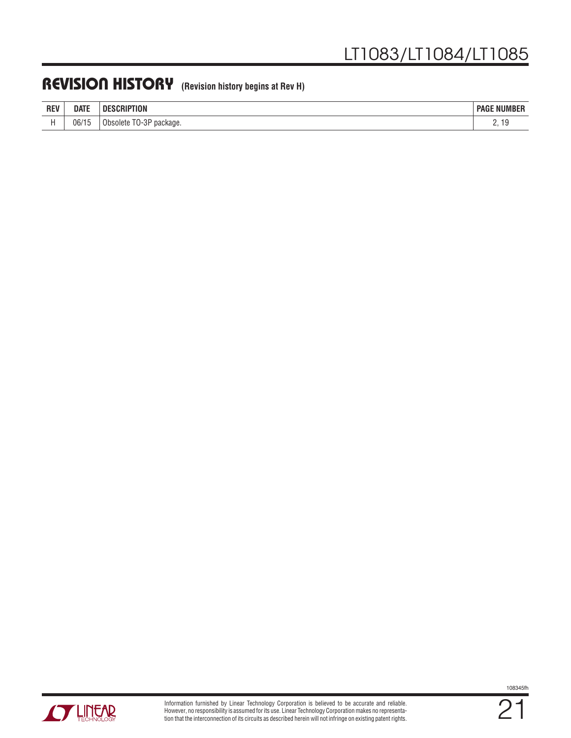## REVISION HISTORY (Revision history begins at Rev H)

| REV | DATE | DESCRIPTION | PAGE NUMBER |
|---|---|---|---|
| H | 06/15 | Obsolete TO-3P package. | 2, 19 |

Information furnished by Linear Technology Corporation is believed to be accurate and reliable. However, no responsibility is assumed for its use. Linear Technology Corporation makes no representation that the interconnection of its circuits as described herein will not infringe on existing patent rights.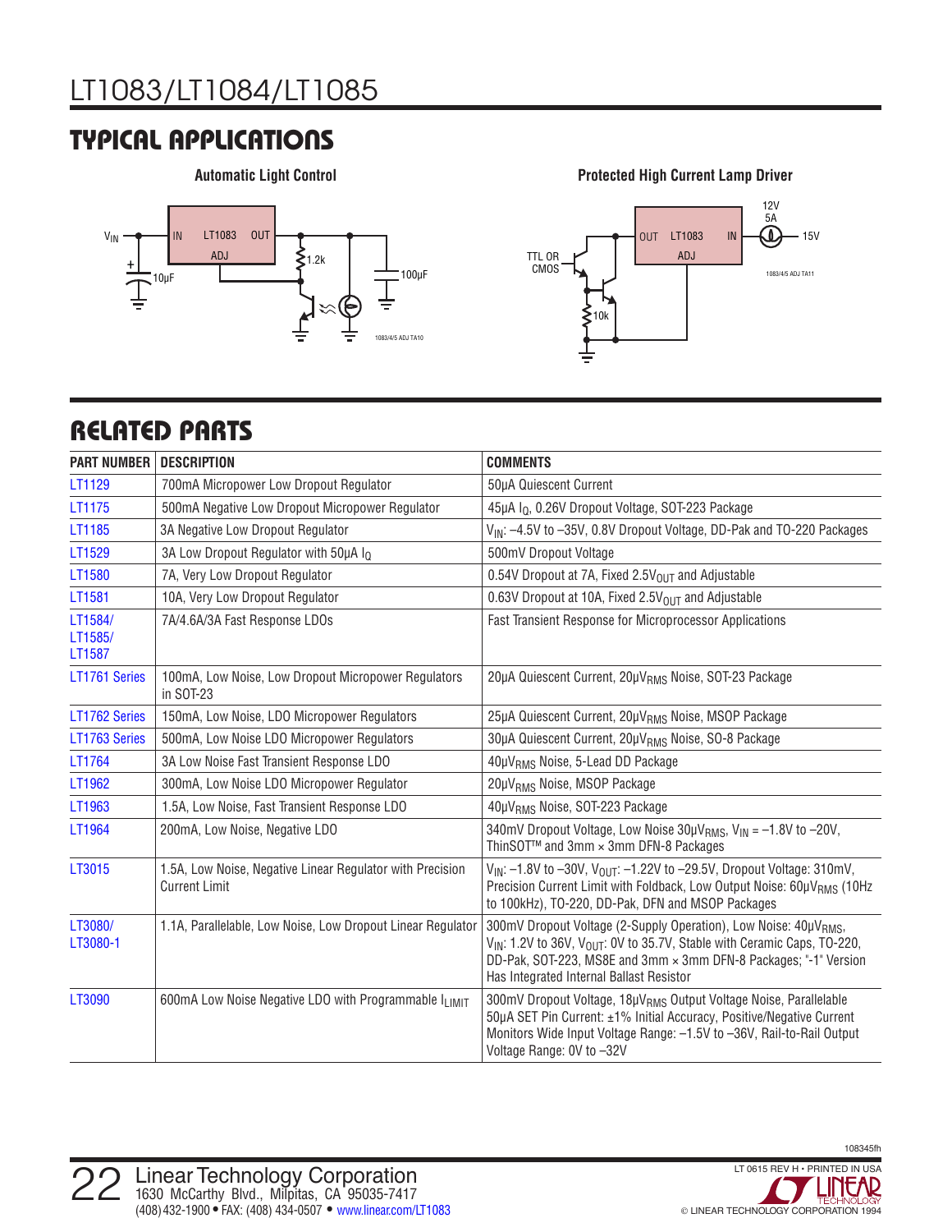## TYPICAL APPLICATIONS

**Automatic Light Control**

V_IN
IN LT1083 OUT
ADJ
10µF
1.2k
100µF
1083/4/5 ADJ TA10

**Protected High Current Lamp Driver**

12V
5A
15V
OUT LT1083 IN
ADJ
TTL OR CMOS
10k
1083/4/5 ADJ TA11

## RELATED PARTS

| PART NUMBER | DESCRIPTION | COMMENTS |
|---|---|---|
| LT1129 | 700mA Micropower Low Dropout Regulator | 50µA Quiescent Current |
| LT1175 | 500mA Negative Low Dropout Micropower Regulator | 45µA $I_Q$, 0.26V Dropout Voltage, SOT-223 Package |
| LT1185 | 3A Negative Low Dropout Regulator | $V_{IN}$: –4.5V to –35V, 0.8V Dropout Voltage, DD-Pak and TO-220 Packages |
| LT1529 | 3A Low Dropout Regulator with 50µA $I_Q$ | 500mV Dropout Voltage |
| LT1580 | 7A, Very Low Dropout Regulator | 0.54V Dropout at 7A, Fixed 2.5$V_{OUT}$ and Adjustable |
| LT1581 | 10A, Very Low Dropout Regulator | 0.63V Dropout at 10A, Fixed 2.5$V_{OUT}$ and Adjustable |
| LT1584/ LT1585/ LT1587 | 7A/4.6A/3A Fast Response LDOs | Fast Transient Response for Microprocessor Applications |
| LT1761 Series | 100mA, Low Noise, Low Dropout Micropower Regulators in SOT-23 | 20µA Quiescent Current, 20µ$V_{RMS}$ Noise, SOT-23 Package |
| LT1762 Series | 150mA, Low Noise, LDO Micropower Regulators | 25µA Quiescent Current, 20µ$V_{RMS}$ Noise, MSOP Package |
| LT1763 Series | 500mA, Low Noise LDO Micropower Regulators | 30µA Quiescent Current, 20µ$V_{RMS}$ Noise, SO-8 Package |
| LT1764 | 3A Low Noise Fast Transient Response LDO | 40µ$V_{RMS}$ Noise, 5-Lead DD Package |
| LT1962 | 300mA, Low Noise LDO Micropower Regulator | 20µ$V_{RMS}$ Noise, MSOP Package |
| LT1963 | 1.5A, Low Noise, Fast Transient Response LDO | 40µ$V_{RMS}$ Noise, SOT-223 Package |
| LT1964 | 200mA, Low Noise, Negative LDO | 340mV Dropout Voltage, Low Noise 30µ$V_{RMS}$, $V_{IN}$ = –1.8V to –20V, ThinSOT™ and 3mm × 3mm DFN-8 Packages |
| LT3015 | 1.5A, Low Noise, Negative Linear Regulator with Precision Current Limit | $V_{IN}$: –1.8V to –30V, $V_{OUT}$: –1.22V to –29.5V, Dropout Voltage: 310mV, Precision Current Limit with Foldback, Low Output Noise: 60µ$V_{RMS}$ (10Hz to 100kHz), TO-220, DD-Pak, DFN and MSOP Packages |
| LT3080/ LT3080-1 | 1.1A, Parallelable, Low Noise, Low Dropout Linear Regulator | 300mV Dropout Voltage (2-Supply Operation), Low Noise: 40µ$V_{RMS}$, $V_{IN}$: 1.2V to 36V, $V_{OUT}$: 0V to 35.7V, Stable with Ceramic Caps, TO-220, DD-Pak, SOT-223, MS8E and 3mm × 3mm DFN-8 Packages; "-1" Version Has Integrated Internal Ballast Resistor |
| LT3090 | 600mA Low Noise Negative LDO with Programmable $I_{LIMIT}$ | 300mV Dropout Voltage, 18µ$V_{RMS}$ Output Voltage Noise, Parallelable 50µA SET Pin Current: ±1% Initial Accuracy, Positive/Negative Current Monitors Wide Input Voltage Range: –1.5V to –36V, Rail-to-Rail Output Voltage Range: 0V to –32V |

108345fh

Linear Technology Corporation
1630 McCarthy Blvd., Milpitas, CA 95035-7417
(408) 432-1900 • FAX: (408) 434-0507 • www.linear.com/LT1083

LT 0615 REV H • PRINTED IN USA
© LINEAR TECHNOLOGY CORPORATION 1994